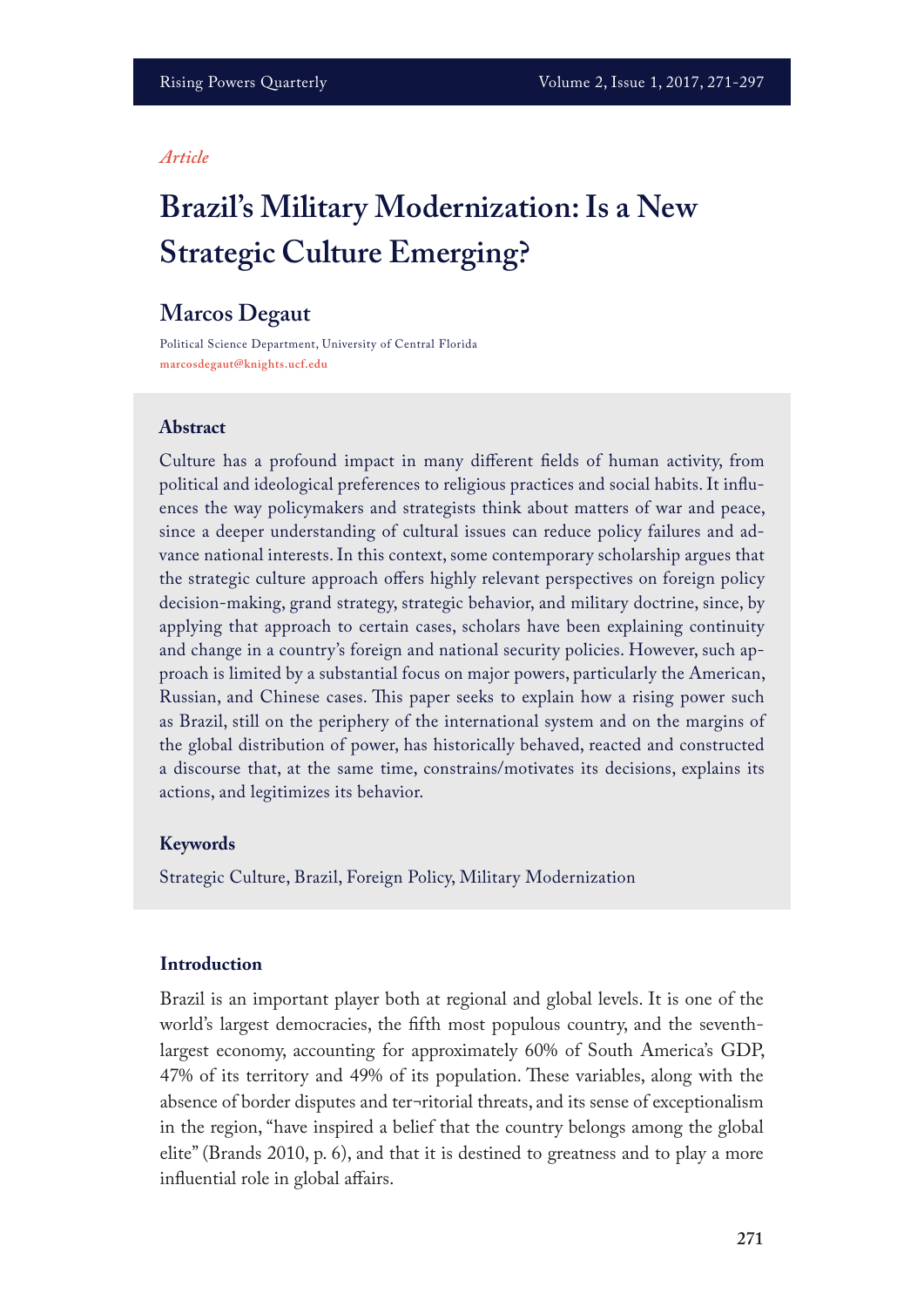*Article*

# Brazil's Military Modernization: Is a New Strategic Culture Emerging?

## Marcos Degaut

Political Science Department, University of Central Florida
marcosdegaut@knights.ucf.edu

### Abstract

Culture has a profound impact in many different fields of human activity, from political and ideological preferences to religious practices and social habits. It influences the way policymakers and strategists think about matters of war and peace, since a deeper understanding of cultural issues can reduce policy failures and advance national interests. In this context, some contemporary scholarship argues that the strategic culture approach offers highly relevant perspectives on foreign policy decision-making, grand strategy, strategic behavior, and military doctrine, since, by applying that approach to certain cases, scholars have been explaining continuity and change in a country's foreign and national security policies. However, such approach is limited by a substantial focus on major powers, particularly the American, Russian, and Chinese cases. This paper seeks to explain how a rising power such as Brazil, still on the periphery of the international system and on the margins of the global distribution of power, has historically behaved, reacted and constructed a discourse that, at the same time, constrains/motivates its decisions, explains its actions, and legitimizes its behavior.

### Keywords

Strategic Culture, Brazil, Foreign Policy, Military Modernization

### Introduction

Brazil is an important player both at regional and global levels. It is one of the world's largest democracies, the fifth most populous country, and the seventh-largest economy, accounting for approximately 60% of South America's GDP, 47% of its territory and 49% of its population. These variables, along with the absence of border disputes and ter¬ritorial threats, and its sense of exceptionalism in the region, "have inspired a belief that the country belongs among the global elite" (Brands 2010, p. 6), and that it is destined to greatness and to play a more influential role in global affairs.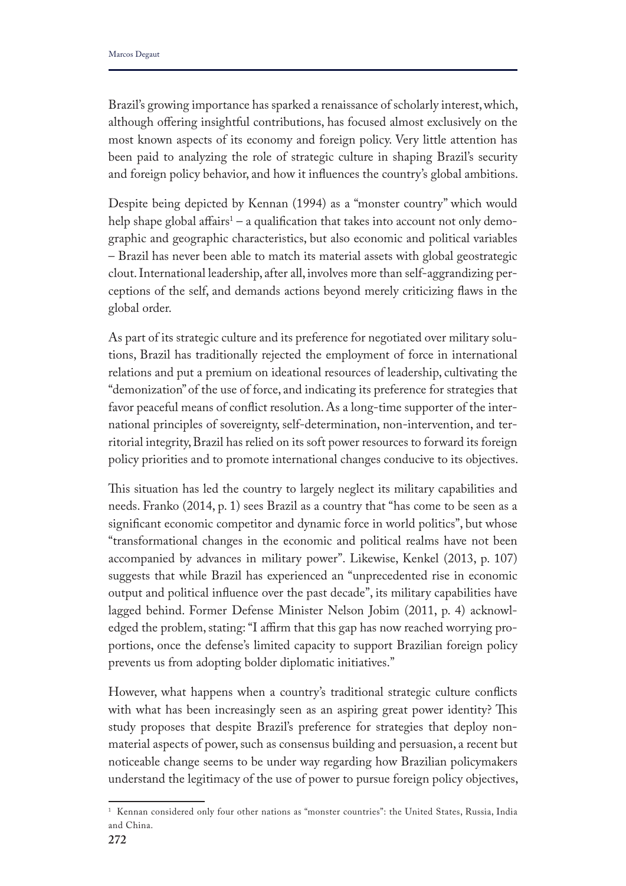Brazil's growing importance has sparked a renaissance of scholarly interest, which, although offering insightful contributions, has focused almost exclusively on the most known aspects of its economy and foreign policy. Very little attention has been paid to analyzing the role of strategic culture in shaping Brazil's security and foreign policy behavior, and how it influences the country's global ambitions.

Despite being depicted by Kennan (1994) as a "monster country" which would help shape global affairs[1] – a qualification that takes into account not only demographic and geographic characteristics, but also economic and political variables – Brazil has never been able to match its material assets with global geostrategic clout. International leadership, after all, involves more than self-aggrandizing perceptions of the self, and demands actions beyond merely criticizing flaws in the global order.

As part of its strategic culture and its preference for negotiated over military solutions, Brazil has traditionally rejected the employment of force in international relations and put a premium on ideational resources of leadership, cultivating the "demonization" of the use of force, and indicating its preference for strategies that favor peaceful means of conflict resolution. As a long-time supporter of the international principles of sovereignty, self-determination, non-intervention, and territorial integrity, Brazil has relied on its soft power resources to forward its foreign policy priorities and to promote international changes conducive to its objectives.

This situation has led the country to largely neglect its military capabilities and needs. Franko (2014, p. 1) sees Brazil as a country that "has come to be seen as a significant economic competitor and dynamic force in world politics", but whose "transformational changes in the economic and political realms have not been accompanied by advances in military power". Likewise, Kenkel (2013, p. 107) suggests that while Brazil has experienced an "unprecedented rise in economic output and political influence over the past decade", its military capabilities have lagged behind. Former Defense Minister Nelson Jobim (2011, p. 4) acknowledged the problem, stating: "I affirm that this gap has now reached worrying proportions, once the defense's limited capacity to support Brazilian foreign policy prevents us from adopting bolder diplomatic initiatives."

However, what happens when a country's traditional strategic culture conflicts with what has been increasingly seen as an aspiring great power identity? This study proposes that despite Brazil's preference for strategies that deploy nonmaterial aspects of power, such as consensus building and persuasion, a recent but noticeable change seems to be under way regarding how Brazilian policymakers understand the legitimacy of the use of power to pursue foreign policy objectives,

[1] Kennan considered only four other nations as "monster countries": the United States, Russia, India and China.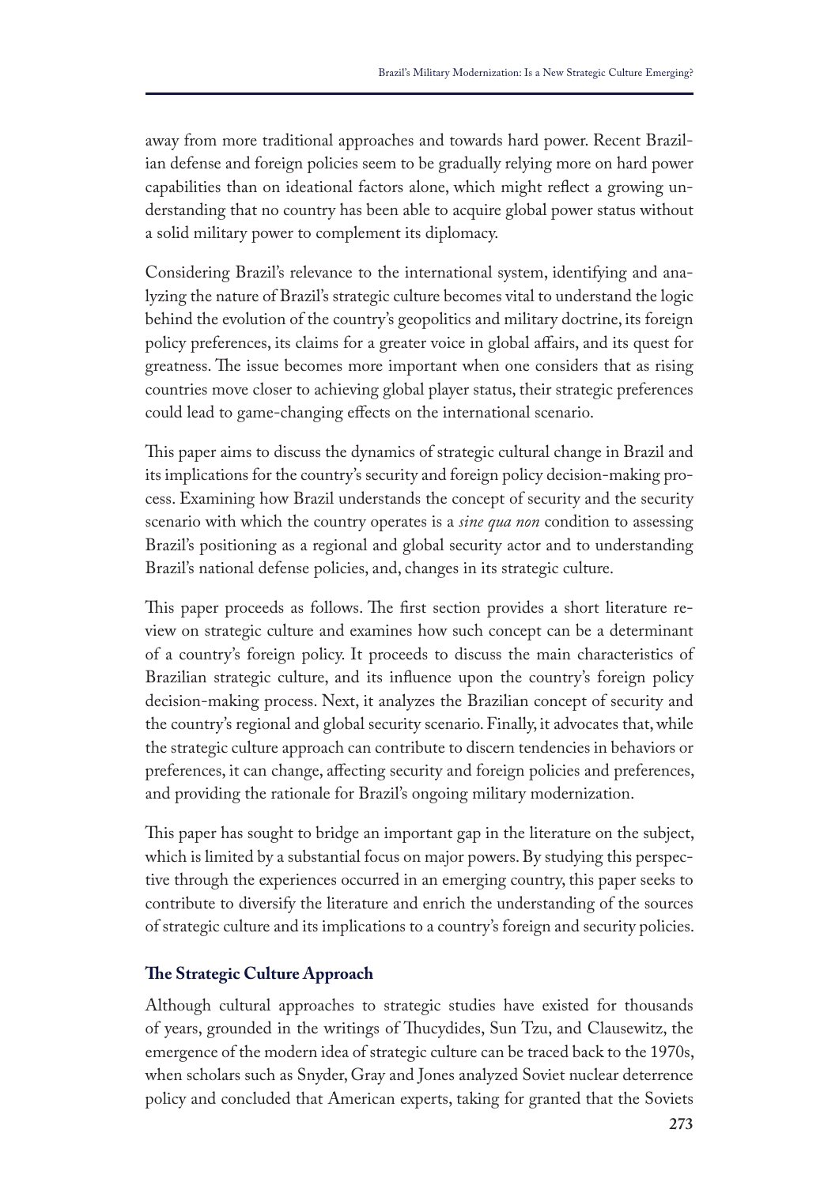away from more traditional approaches and towards hard power. Recent Brazilian defense and foreign policies seem to be gradually relying more on hard power capabilities than on ideational factors alone, which might reflect a growing understanding that no country has been able to acquire global power status without a solid military power to complement its diplomacy.

Considering Brazil's relevance to the international system, identifying and analyzing the nature of Brazil's strategic culture becomes vital to understand the logic behind the evolution of the country's geopolitics and military doctrine, its foreign policy preferences, its claims for a greater voice in global affairs, and its quest for greatness. The issue becomes more important when one considers that as rising countries move closer to achieving global player status, their strategic preferences could lead to game-changing effects on the international scenario.

This paper aims to discuss the dynamics of strategic cultural change in Brazil and its implications for the country's security and foreign policy decision-making process. Examining how Brazil understands the concept of security and the security scenario with which the country operates is a *sine qua non* condition to assessing Brazil's positioning as a regional and global security actor and to understanding Brazil's national defense policies, and, changes in its strategic culture.

This paper proceeds as follows. The first section provides a short literature review on strategic culture and examines how such concept can be a determinant of a country's foreign policy. It proceeds to discuss the main characteristics of Brazilian strategic culture, and its influence upon the country's foreign policy decision-making process. Next, it analyzes the Brazilian concept of security and the country's regional and global security scenario. Finally, it advocates that, while the strategic culture approach can contribute to discern tendencies in behaviors or preferences, it can change, affecting security and foreign policies and preferences, and providing the rationale for Brazil's ongoing military modernization.

This paper has sought to bridge an important gap in the literature on the subject, which is limited by a substantial focus on major powers. By studying this perspective through the experiences occurred in an emerging country, this paper seeks to contribute to diversify the literature and enrich the understanding of the sources of strategic culture and its implications to a country's foreign and security policies.

## The Strategic Culture Approach

Although cultural approaches to strategic studies have existed for thousands of years, grounded in the writings of Thucydides, Sun Tzu, and Clausewitz, the emergence of the modern idea of strategic culture can be traced back to the 1970s, when scholars such as Snyder, Gray and Jones analyzed Soviet nuclear deterrence policy and concluded that American experts, taking for granted that the Soviets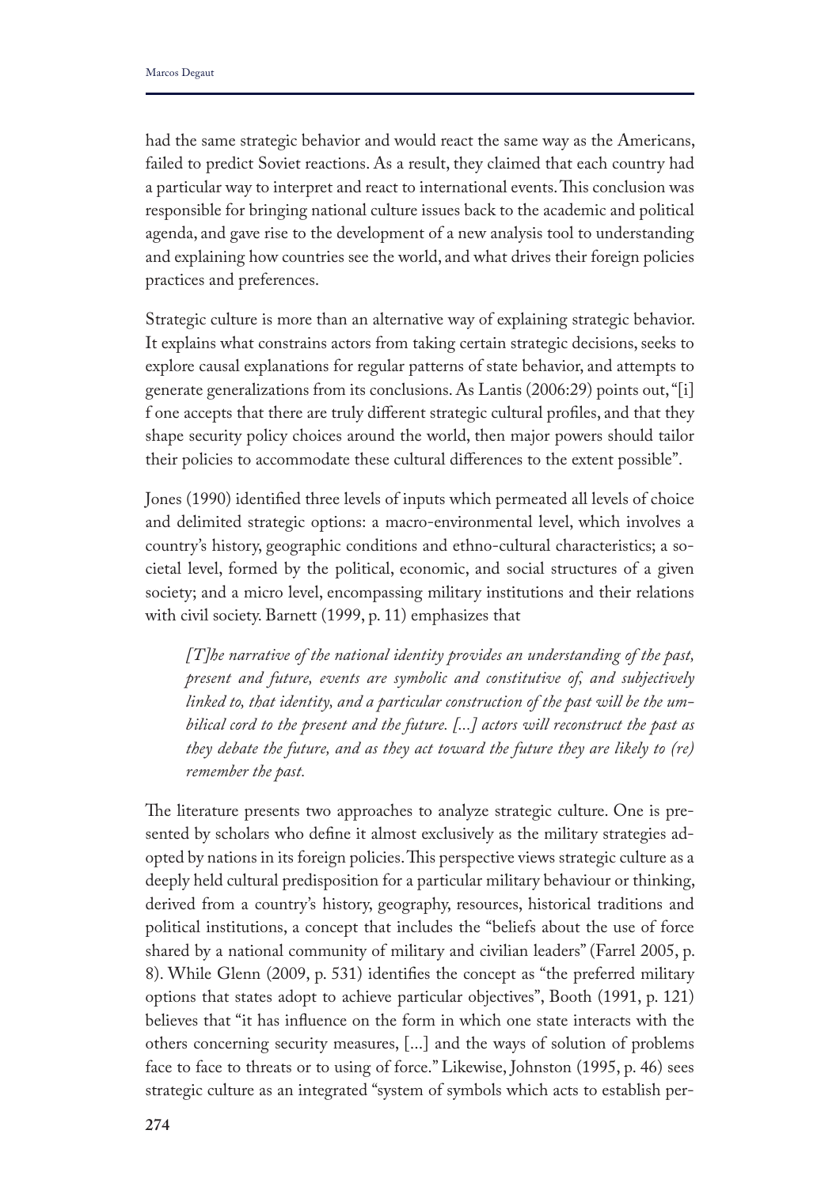had the same strategic behavior and would react the same way as the Americans, failed to predict Soviet reactions. As a result, they claimed that each country had a particular way to interpret and react to international events. This conclusion was responsible for bringing national culture issues back to the academic and political agenda, and gave rise to the development of a new analysis tool to understanding and explaining how countries see the world, and what drives their foreign policies practices and preferences.

Strategic culture is more than an alternative way of explaining strategic behavior. It explains what constrains actors from taking certain strategic decisions, seeks to explore causal explanations for regular patterns of state behavior, and attempts to generate generalizations from its conclusions. As Lantis (2006:29) points out, "[i]f one accepts that there are truly different strategic cultural profiles, and that they shape security policy choices around the world, then major powers should tailor their policies to accommodate these cultural differences to the extent possible".

Jones (1990) identified three levels of inputs which permeated all levels of choice and delimited strategic options: a macro-environmental level, which involves a country's history, geographic conditions and ethno-cultural characteristics; a societal level, formed by the political, economic, and social structures of a given society; and a micro level, encompassing military institutions and their relations with civil society. Barnett (1999, p. 11) emphasizes that

> *[T]he narrative of the national identity provides an understanding of the past, present and future, events are symbolic and constitutive of, and subjectively linked to, that identity, and a particular construction of the past will be the umbilical cord to the present and the future. [...] actors will reconstruct the past as they debate the future, and as they act toward the future they are likely to (re) remember the past.*

The literature presents two approaches to analyze strategic culture. One is presented by scholars who define it almost exclusively as the military strategies adopted by nations in its foreign policies. This perspective views strategic culture as a deeply held cultural predisposition for a particular military behaviour or thinking, derived from a country's history, geography, resources, historical traditions and political institutions, a concept that includes the "beliefs about the use of force shared by a national community of military and civilian leaders" (Farrel 2005, p. 8). While Glenn (2009, p. 531) identifies the concept as "the preferred military options that states adopt to achieve particular objectives", Booth (1991, p. 121) believes that "it has influence on the form in which one state interacts with the others concerning security measures, [...] and the ways of solution of problems face to face to threats or to using of force." Likewise, Johnston (1995, p. 46) sees strategic culture as an integrated "system of symbols which acts to establish per-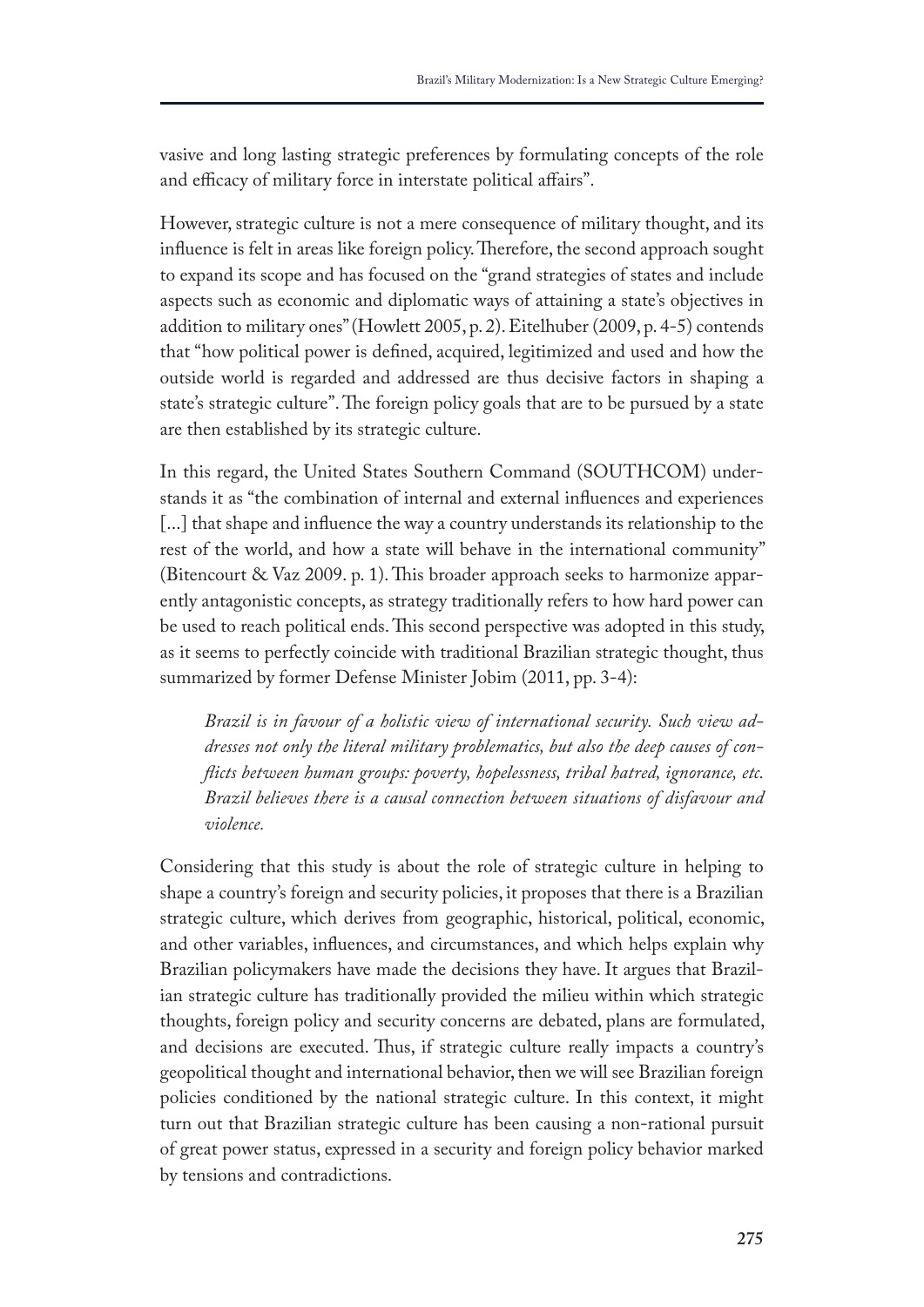vasive and long lasting strategic preferences by formulating concepts of the role and efficacy of military force in interstate political affairs".

However, strategic culture is not a mere consequence of military thought, and its influence is felt in areas like foreign policy. Therefore, the second approach sought to expand its scope and has focused on the "grand strategies of states and include aspects such as economic and diplomatic ways of attaining a state's objectives in addition to military ones" (Howlett 2005, p. 2). Eitelhuber (2009, p. 4-5) contends that "how political power is defined, acquired, legitimized and used and how the outside world is regarded and addressed are thus decisive factors in shaping a state's strategic culture". The foreign policy goals that are to be pursued by a state are then established by its strategic culture.

In this regard, the United States Southern Command (SOUTHCOM) understands it as "the combination of internal and external influences and experiences [...] that shape and influence the way a country understands its relationship to the rest of the world, and how a state will behave in the international community" (Bitencourt & Vaz 2009. p. 1). This broader approach seeks to harmonize apparently antagonistic concepts, as strategy traditionally refers to how hard power can be used to reach political ends. This second perspective was adopted in this study, as it seems to perfectly coincide with traditional Brazilian strategic thought, thus summarized by former Defense Minister Jobim (2011, pp. 3-4):

> *Brazil is in favour of a holistic view of international security. Such view addresses not only the literal military problematics, but also the deep causes of conflicts between human groups: poverty, hopelessness, tribal hatred, ignorance, etc. Brazil believes there is a causal connection between situations of disfavour and violence.*

Considering that this study is about the role of strategic culture in helping to shape a country's foreign and security policies, it proposes that there is a Brazilian strategic culture, which derives from geographic, historical, political, economic, and other variables, influences, and circumstances, and which helps explain why Brazilian policymakers have made the decisions they have. It argues that Brazilian strategic culture has traditionally provided the milieu within which strategic thoughts, foreign policy and security concerns are debated, plans are formulated, and decisions are executed. Thus, if strategic culture really impacts a country's geopolitical thought and international behavior, then we will see Brazilian foreign policies conditioned by the national strategic culture. In this context, it might turn out that Brazilian strategic culture has been causing a non-rational pursuit of great power status, expressed in a security and foreign policy behavior marked by tensions and contradictions.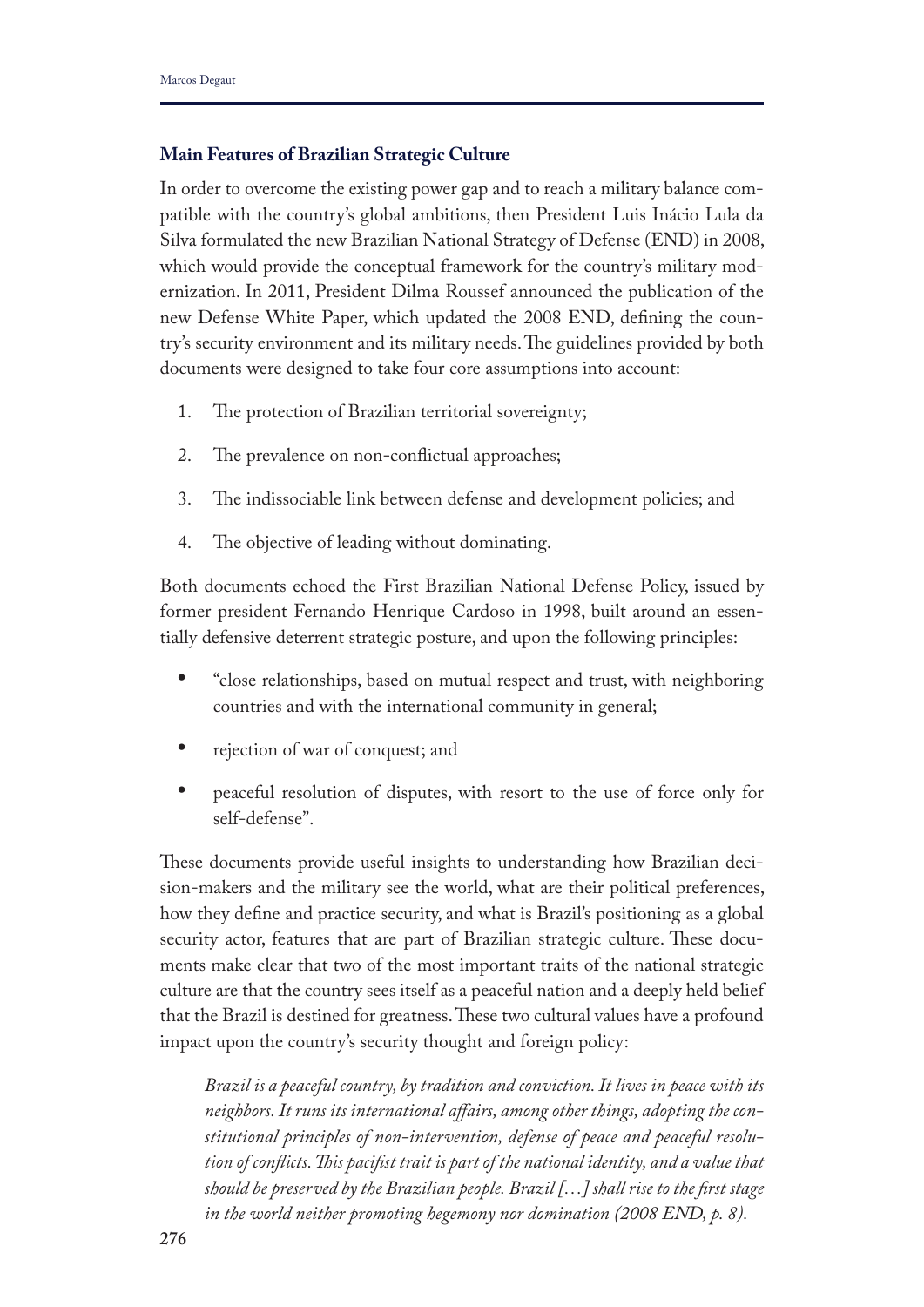## Main Features of Brazilian Strategic Culture

In order to overcome the existing power gap and to reach a military balance compatible with the country's global ambitions, then President Luis Inácio Lula da Silva formulated the new Brazilian National Strategy of Defense (END) in 2008, which would provide the conceptual framework for the country's military modernization. In 2011, President Dilma Roussef announced the publication of the new Defense White Paper, which updated the 2008 END, defining the country's security environment and its military needs. The guidelines provided by both documents were designed to take four core assumptions into account:

1. The protection of Brazilian territorial sovereignty;
2. The prevalence on non-conflictual approaches;
3. The indissociable link between defense and development policies; and
4. The objective of leading without dominating.

Both documents echoed the First Brazilian National Defense Policy, issued by former president Fernando Henrique Cardoso in 1998, built around an essentially defensive deterrent strategic posture, and upon the following principles:

- "close relationships, based on mutual respect and trust, with neighboring countries and with the international community in general;
- rejection of war of conquest; and
- peaceful resolution of disputes, with resort to the use of force only for self-defense".

These documents provide useful insights to understanding how Brazilian decision-makers and the military see the world, what are their political preferences, how they define and practice security, and what is Brazil's positioning as a global security actor, features that are part of Brazilian strategic culture. These documents make clear that two of the most important traits of the national strategic culture are that the country sees itself as a peaceful nation and a deeply held belief that the Brazil is destined for greatness. These two cultural values have a profound impact upon the country's security thought and foreign policy:

> *Brazil is a peaceful country, by tradition and conviction. It lives in peace with its neighbors. It runs its international affairs, among other things, adopting the constitutional principles of non-intervention, defense of peace and peaceful resolution of conflicts. This pacifist trait is part of the national identity, and a value that should be preserved by the Brazilian people. Brazil […] shall rise to the first stage in the world neither promoting hegemony nor domination (2008 END, p. 8).*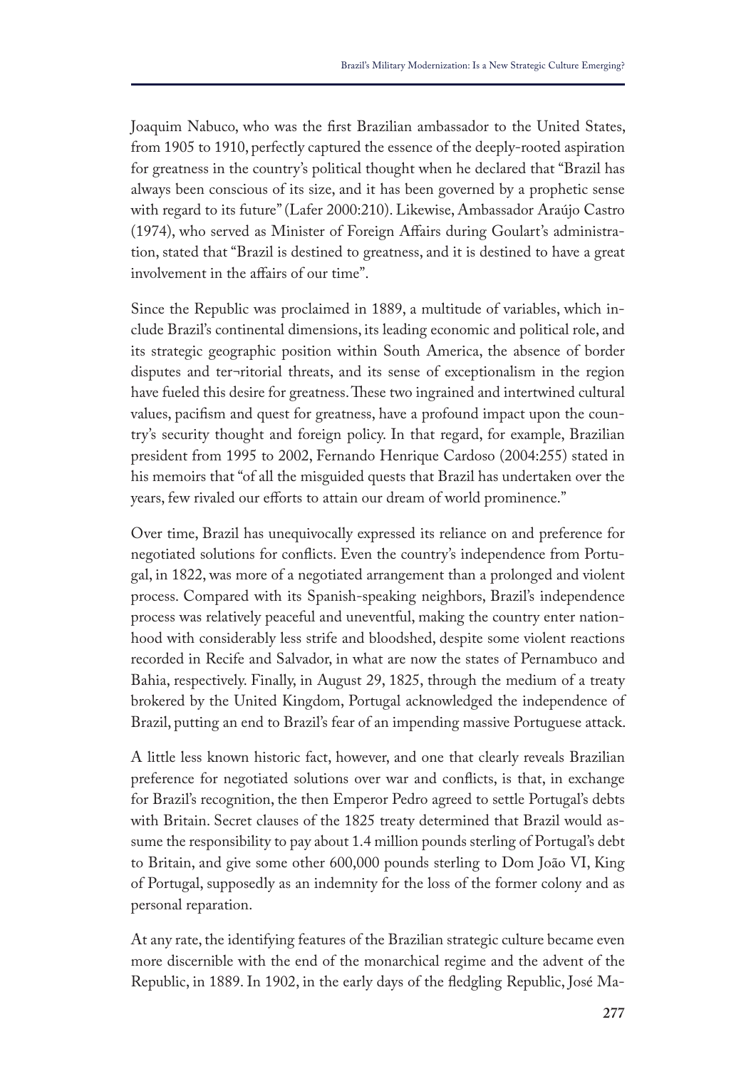Joaquim Nabuco, who was the first Brazilian ambassador to the United States, from 1905 to 1910, perfectly captured the essence of the deeply-rooted aspiration for greatness in the country's political thought when he declared that "Brazil has always been conscious of its size, and it has been governed by a prophetic sense with regard to its future" (Lafer 2000:210). Likewise, Ambassador Araújo Castro (1974), who served as Minister of Foreign Affairs during Goulart's administration, stated that "Brazil is destined to greatness, and it is destined to have a great involvement in the affairs of our time".

Since the Republic was proclaimed in 1889, a multitude of variables, which include Brazil's continental dimensions, its leading economic and political role, and its strategic geographic position within South America, the absence of border disputes and ter¬ritorial threats, and its sense of exceptionalism in the region have fueled this desire for greatness. These two ingrained and intertwined cultural values, pacifism and quest for greatness, have a profound impact upon the country's security thought and foreign policy. In that regard, for example, Brazilian president from 1995 to 2002, Fernando Henrique Cardoso (2004:255) stated in his memoirs that "of all the misguided quests that Brazil has undertaken over the years, few rivaled our efforts to attain our dream of world prominence."

Over time, Brazil has unequivocally expressed its reliance on and preference for negotiated solutions for conflicts. Even the country's independence from Portugal, in 1822, was more of a negotiated arrangement than a prolonged and violent process. Compared with its Spanish-speaking neighbors, Brazil's independence process was relatively peaceful and uneventful, making the country enter nationhood with considerably less strife and bloodshed, despite some violent reactions recorded in Recife and Salvador, in what are now the states of Pernambuco and Bahia, respectively. Finally, in August 29, 1825, through the medium of a treaty brokered by the United Kingdom, Portugal acknowledged the independence of Brazil, putting an end to Brazil's fear of an impending massive Portuguese attack.

A little less known historic fact, however, and one that clearly reveals Brazilian preference for negotiated solutions over war and conflicts, is that, in exchange for Brazil's recognition, the then Emperor Pedro agreed to settle Portugal's debts with Britain. Secret clauses of the 1825 treaty determined that Brazil would assume the responsibility to pay about 1.4 million pounds sterling of Portugal's debt to Britain, and give some other 600,000 pounds sterling to Dom João VI, King of Portugal, supposedly as an indemnity for the loss of the former colony and as personal reparation.

At any rate, the identifying features of the Brazilian strategic culture became even more discernible with the end of the monarchical regime and the advent of the Republic, in 1889. In 1902, in the early days of the fledgling Republic, José Ma-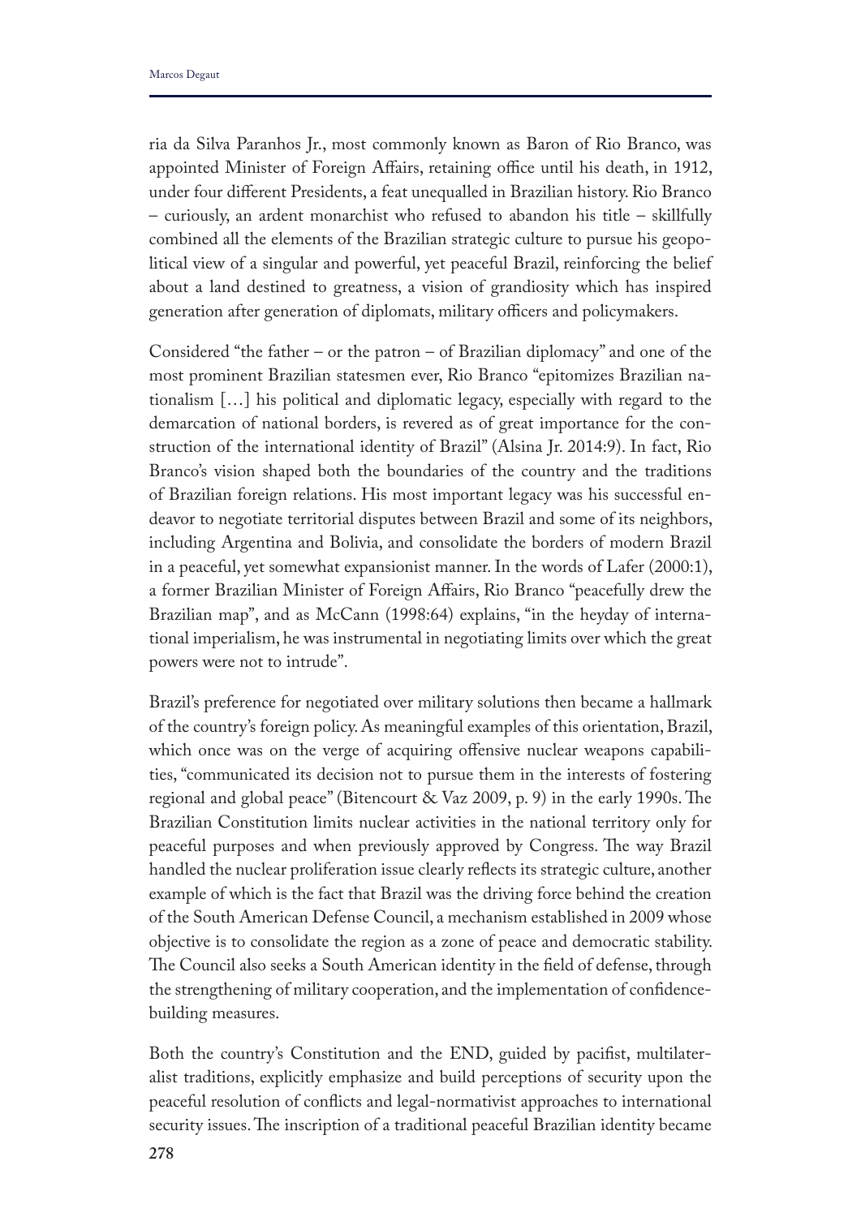ria da Silva Paranhos Jr., most commonly known as Baron of Rio Branco, was appointed Minister of Foreign Affairs, retaining office until his death, in 1912, under four different Presidents, a feat unequalled in Brazilian history. Rio Branco – curiously, an ardent monarchist who refused to abandon his title – skillfully combined all the elements of the Brazilian strategic culture to pursue his geopolitical view of a singular and powerful, yet peaceful Brazil, reinforcing the belief about a land destined to greatness, a vision of grandiosity which has inspired generation after generation of diplomats, military officers and policymakers.

Considered "the father – or the patron – of Brazilian diplomacy" and one of the most prominent Brazilian statesmen ever, Rio Branco "epitomizes Brazilian nationalism […] his political and diplomatic legacy, especially with regard to the demarcation of national borders, is revered as of great importance for the construction of the international identity of Brazil" (Alsina Jr. 2014:9). In fact, Rio Branco's vision shaped both the boundaries of the country and the traditions of Brazilian foreign relations. His most important legacy was his successful endeavor to negotiate territorial disputes between Brazil and some of its neighbors, including Argentina and Bolivia, and consolidate the borders of modern Brazil in a peaceful, yet somewhat expansionist manner. In the words of Lafer (2000:1), a former Brazilian Minister of Foreign Affairs, Rio Branco "peacefully drew the Brazilian map", and as McCann (1998:64) explains, "in the heyday of international imperialism, he was instrumental in negotiating limits over which the great powers were not to intrude".

Brazil's preference for negotiated over military solutions then became a hallmark of the country's foreign policy. As meaningful examples of this orientation, Brazil, which once was on the verge of acquiring offensive nuclear weapons capabilities, "communicated its decision not to pursue them in the interests of fostering regional and global peace" (Bitencourt & Vaz 2009, p. 9) in the early 1990s. The Brazilian Constitution limits nuclear activities in the national territory only for peaceful purposes and when previously approved by Congress. The way Brazil handled the nuclear proliferation issue clearly reflects its strategic culture, another example of which is the fact that Brazil was the driving force behind the creation of the South American Defense Council, a mechanism established in 2009 whose objective is to consolidate the region as a zone of peace and democratic stability. The Council also seeks a South American identity in the field of defense, through the strengthening of military cooperation, and the implementation of confidence-building measures.

Both the country's Constitution and the END, guided by pacifist, multilateralist traditions, explicitly emphasize and build perceptions of security upon the peaceful resolution of conflicts and legal-normativist approaches to international security issues. The inscription of a traditional peaceful Brazilian identity became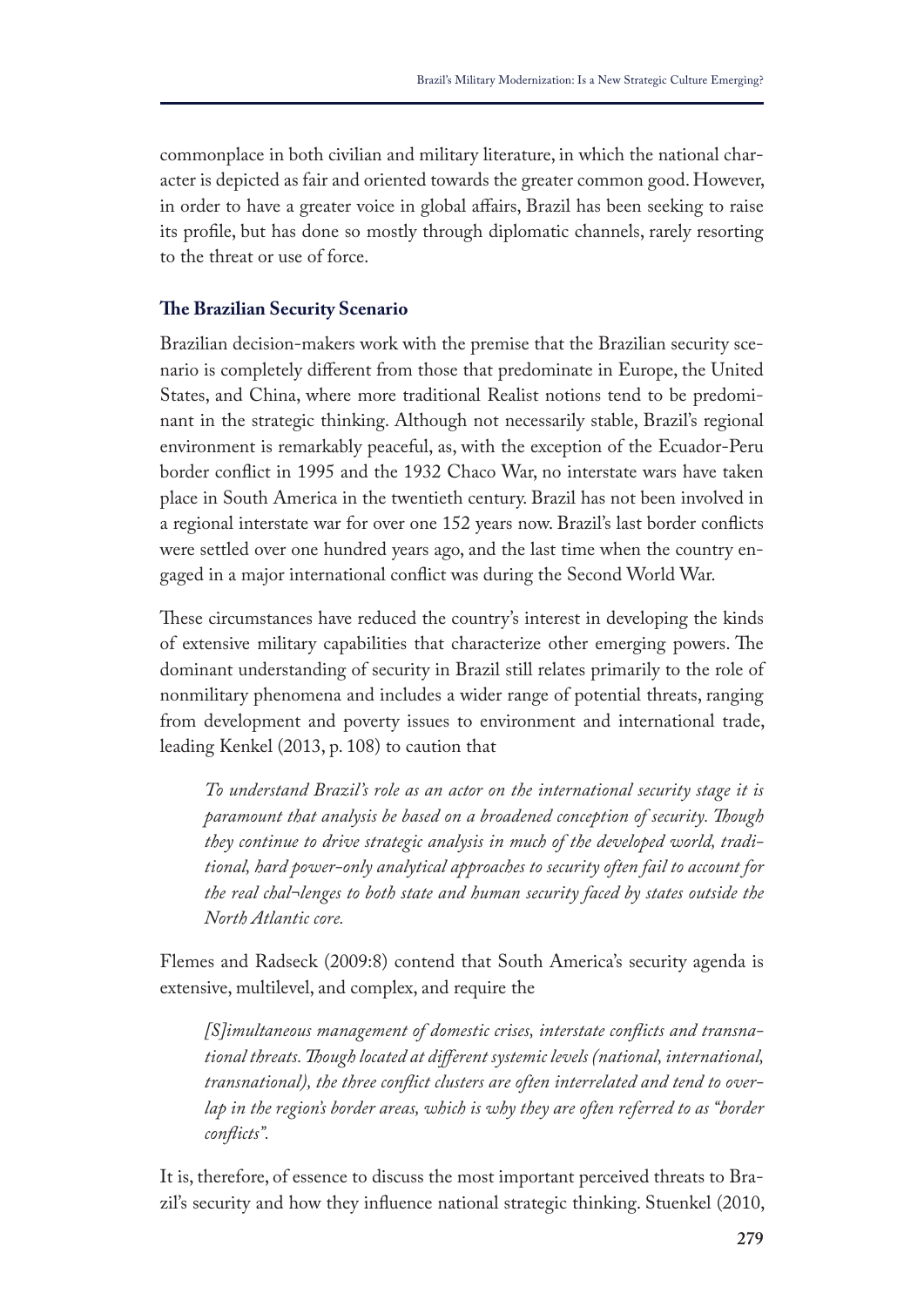commonplace in both civilian and military literature, in which the national character is depicted as fair and oriented towards the greater common good. However, in order to have a greater voice in global affairs, Brazil has been seeking to raise its profile, but has done so mostly through diplomatic channels, rarely resorting to the threat or use of force.

## The Brazilian Security Scenario

Brazilian decision-makers work with the premise that the Brazilian security scenario is completely different from those that predominate in Europe, the United States, and China, where more traditional Realist notions tend to be predominant in the strategic thinking. Although not necessarily stable, Brazil's regional environment is remarkably peaceful, as, with the exception of the Ecuador-Peru border conflict in 1995 and the 1932 Chaco War, no interstate wars have taken place in South America in the twentieth century. Brazil has not been involved in a regional interstate war for over one 152 years now. Brazil's last border conflicts were settled over one hundred years ago, and the last time when the country engaged in a major international conflict was during the Second World War.

These circumstances have reduced the country's interest in developing the kinds of extensive military capabilities that characterize other emerging powers. The dominant understanding of security in Brazil still relates primarily to the role of nonmilitary phenomena and includes a wider range of potential threats, ranging from development and poverty issues to environment and international trade, leading Kenkel (2013, p. 108) to caution that

> *To understand Brazil's role as an actor on the international security stage it is paramount that analysis be based on a broadened conception of security. Though they continue to drive strategic analysis in much of the developed world, traditional, hard power-only analytical approaches to security often fail to account for the real chal¬lenges to both state and human security faced by states outside the North Atlantic core.*

Flemes and Radseck (2009:8) contend that South America's security agenda is extensive, multilevel, and complex, and require the

> *[S]imultaneous management of domestic crises, interstate conflicts and transnational threats. Though located at different systemic levels (national, international, transnational), the three conflict clusters are often interrelated and tend to overlap in the region's border areas, which is why they are often referred to as "border conflicts".*

It is, therefore, of essence to discuss the most important perceived threats to Brazil's security and how they influence national strategic thinking. Stuenkel (2010,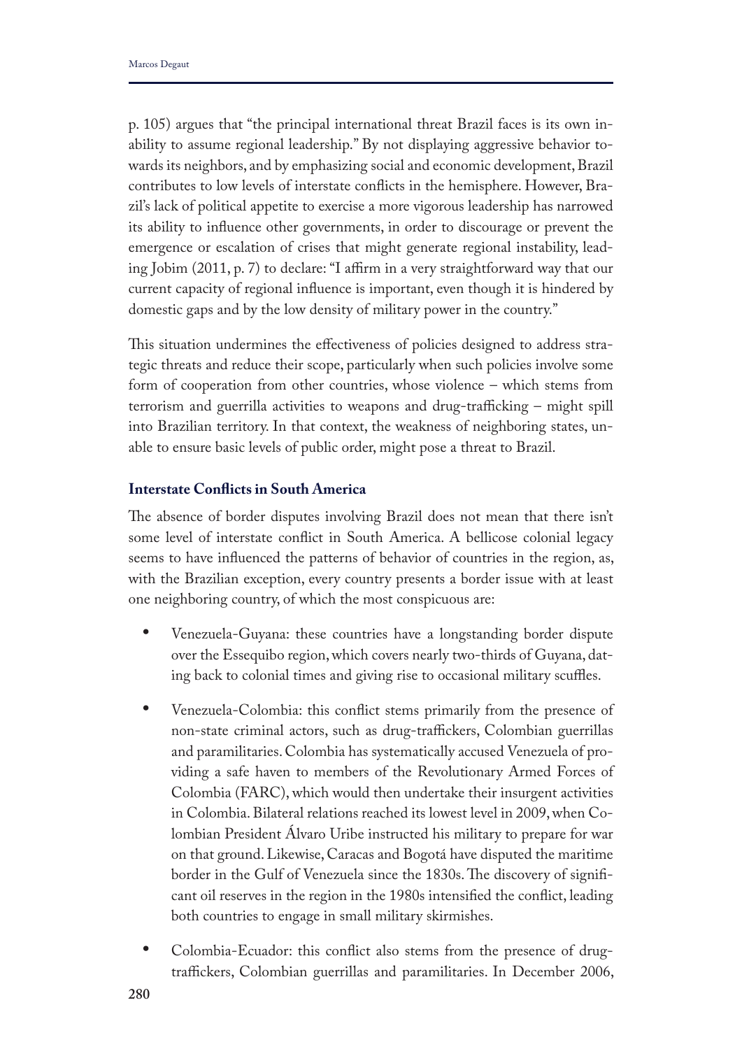p. 105) argues that "the principal international threat Brazil faces is its own inability to assume regional leadership." By not displaying aggressive behavior towards its neighbors, and by emphasizing social and economic development, Brazil contributes to low levels of interstate conflicts in the hemisphere. However, Brazil's lack of political appetite to exercise a more vigorous leadership has narrowed its ability to influence other governments, in order to discourage or prevent the emergence or escalation of crises that might generate regional instability, leading Jobim (2011, p. 7) to declare: "I affirm in a very straightforward way that our current capacity of regional influence is important, even though it is hindered by domestic gaps and by the low density of military power in the country."

This situation undermines the effectiveness of policies designed to address strategic threats and reduce their scope, particularly when such policies involve some form of cooperation from other countries, whose violence – which stems from terrorism and guerrilla activities to weapons and drug-trafficking – might spill into Brazilian territory. In that context, the weakness of neighboring states, unable to ensure basic levels of public order, might pose a threat to Brazil.

### Interstate Conflicts in South America

The absence of border disputes involving Brazil does not mean that there isn't some level of interstate conflict in South America. A bellicose colonial legacy seems to have influenced the patterns of behavior of countries in the region, as, with the Brazilian exception, every country presents a border issue with at least one neighboring country, of which the most conspicuous are:

- Venezuela-Guyana: these countries have a longstanding border dispute over the Essequibo region, which covers nearly two-thirds of Guyana, dating back to colonial times and giving rise to occasional military scuffles.
- Venezuela-Colombia: this conflict stems primarily from the presence of non-state criminal actors, such as drug-traffickers, Colombian guerrillas and paramilitaries. Colombia has systematically accused Venezuela of providing a safe haven to members of the Revolutionary Armed Forces of Colombia (FARC), which would then undertake their insurgent activities in Colombia. Bilateral relations reached its lowest level in 2009, when Colombian President Álvaro Uribe instructed his military to prepare for war on that ground. Likewise, Caracas and Bogotá have disputed the maritime border in the Gulf of Venezuela since the 1830s. The discovery of significant oil reserves in the region in the 1980s intensified the conflict, leading both countries to engage in small military skirmishes.
- Colombia-Ecuador: this conflict also stems from the presence of drug-traffickers, Colombian guerrillas and paramilitaries. In December 2006,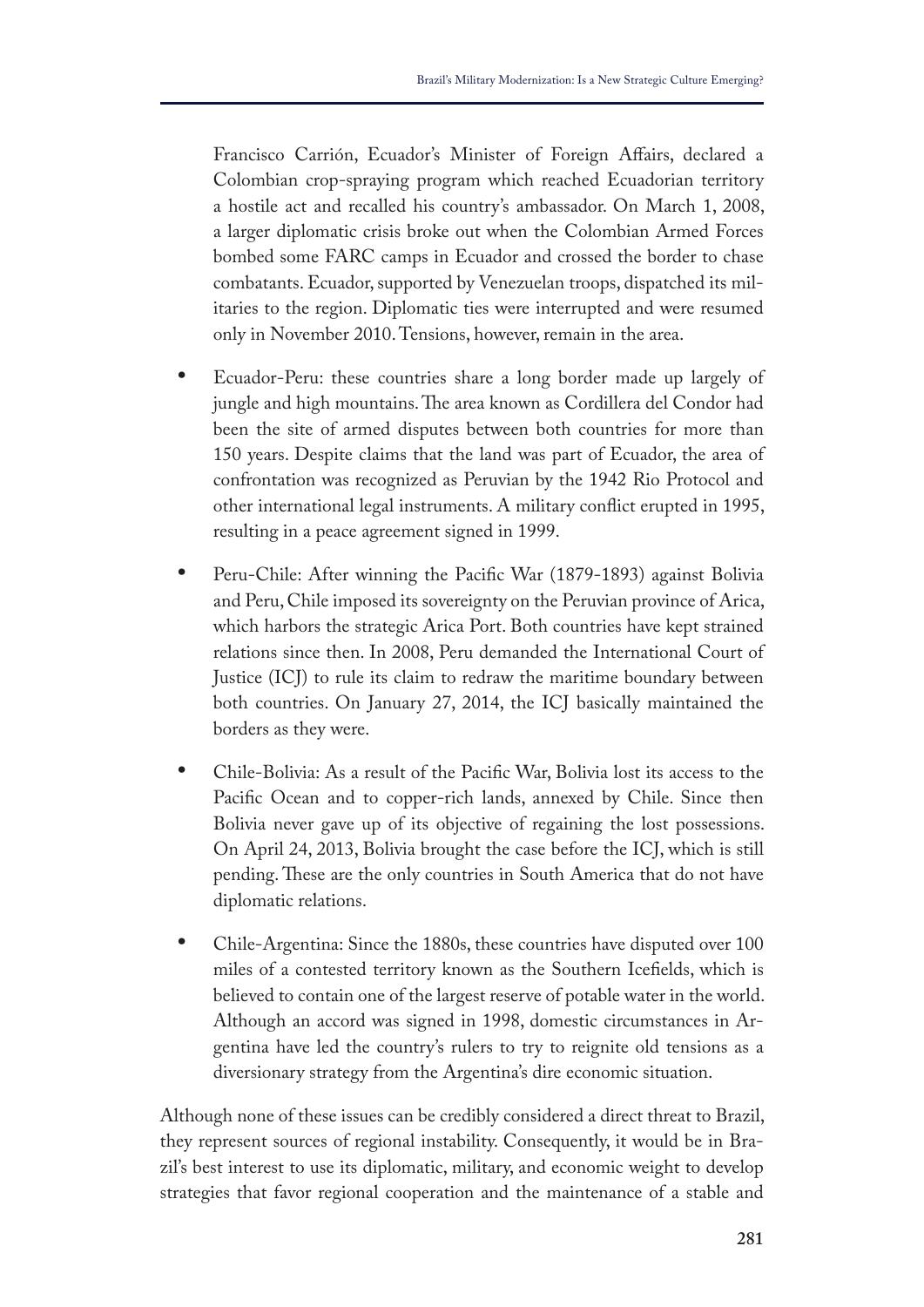Francisco Carrión, Ecuador's Minister of Foreign Affairs, declared a Colombian crop-spraying program which reached Ecuadorian territory a hostile act and recalled his country's ambassador. On March 1, 2008, a larger diplomatic crisis broke out when the Colombian Armed Forces bombed some FARC camps in Ecuador and crossed the border to chase combatants. Ecuador, supported by Venezuelan troops, dispatched its militaries to the region. Diplomatic ties were interrupted and were resumed only in November 2010. Tensions, however, remain in the area.

- Ecuador-Peru: these countries share a long border made up largely of jungle and high mountains. The area known as Cordillera del Condor had been the site of armed disputes between both countries for more than 150 years. Despite claims that the land was part of Ecuador, the area of confrontation was recognized as Peruvian by the 1942 Rio Protocol and other international legal instruments. A military conflict erupted in 1995, resulting in a peace agreement signed in 1999.

- Peru-Chile: After winning the Pacific War (1879-1893) against Bolivia and Peru, Chile imposed its sovereignty on the Peruvian province of Arica, which harbors the strategic Arica Port. Both countries have kept strained relations since then. In 2008, Peru demanded the International Court of Justice (ICJ) to rule its claim to redraw the maritime boundary between both countries. On January 27, 2014, the ICJ basically maintained the borders as they were.

- Chile-Bolivia: As a result of the Pacific War, Bolivia lost its access to the Pacific Ocean and to copper-rich lands, annexed by Chile. Since then Bolivia never gave up of its objective of regaining the lost possessions. On April 24, 2013, Bolivia brought the case before the ICJ, which is still pending. These are the only countries in South America that do not have diplomatic relations.

- Chile-Argentina: Since the 1880s, these countries have disputed over 100 miles of a contested territory known as the Southern Icefields, which is believed to contain one of the largest reserve of potable water in the world. Although an accord was signed in 1998, domestic circumstances in Argentina have led the country's rulers to try to reignite old tensions as a diversionary strategy from the Argentina's dire economic situation.

Although none of these issues can be credibly considered a direct threat to Brazil, they represent sources of regional instability. Consequently, it would be in Brazil's best interest to use its diplomatic, military, and economic weight to develop strategies that favor regional cooperation and the maintenance of a stable and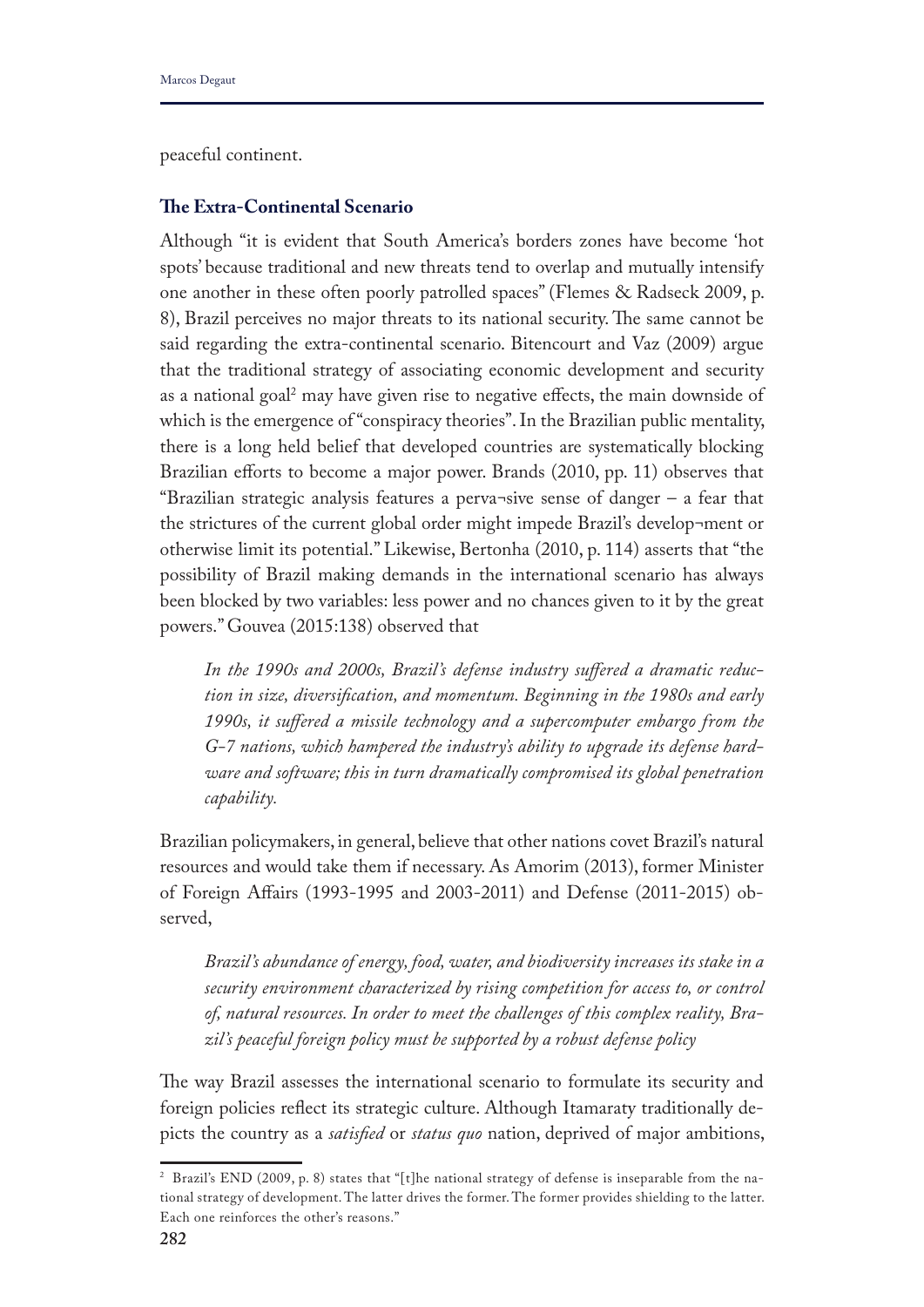peaceful continent.

**The Extra-Continental Scenario**

Although "it is evident that South America's borders zones have become 'hot spots' because traditional and new threats tend to overlap and mutually intensify one another in these often poorly patrolled spaces" (Flemes & Radseck 2009, p. 8), Brazil perceives no major threats to its national security. The same cannot be said regarding the extra-continental scenario. Bitencourt and Vaz (2009) argue that the traditional strategy of associating economic development and security as a national goal[2] may have given rise to negative effects, the main downside of which is the emergence of "conspiracy theories". In the Brazilian public mentality, there is a long held belief that developed countries are systematically blocking Brazilian efforts to become a major power. Brands (2010, pp. 11) observes that "Brazilian strategic analysis features a perva¬sive sense of danger – a fear that the strictures of the current global order might impede Brazil's develop¬ment or otherwise limit its potential." Likewise, Bertonha (2010, p. 114) asserts that "the possibility of Brazil making demands in the international scenario has always been blocked by two variables: less power and no chances given to it by the great powers." Gouvea (2015:138) observed that

> *In the 1990s and 2000s, Brazil's defense industry suffered a dramatic reduction in size, diversification, and momentum. Beginning in the 1980s and early 1990s, it suffered a missile technology and a supercomputer embargo from the G-7 nations, which hampered the industry's ability to upgrade its defense hardware and software; this in turn dramatically compromised its global penetration capability.*

Brazilian policymakers, in general, believe that other nations covet Brazil's natural resources and would take them if necessary. As Amorim (2013), former Minister of Foreign Affairs (1993-1995 and 2003-2011) and Defense (2011-2015) observed,

> *Brazil's abundance of energy, food, water, and biodiversity increases its stake in a security environment characterized by rising competition for access to, or control of, natural resources. In order to meet the challenges of this complex reality, Brazil's peaceful foreign policy must be supported by a robust defense policy*

The way Brazil assesses the international scenario to formulate its security and foreign policies reflect its strategic culture. Although Itamaraty traditionally depicts the country as a *satisfied* or *status quo* nation, deprived of major ambitions,

[2] Brazil's END (2009, p. 8) states that "[t]he national strategy of defense is inseparable from the national strategy of development. The latter drives the former. The former provides shielding to the latter. Each one reinforces the other's reasons."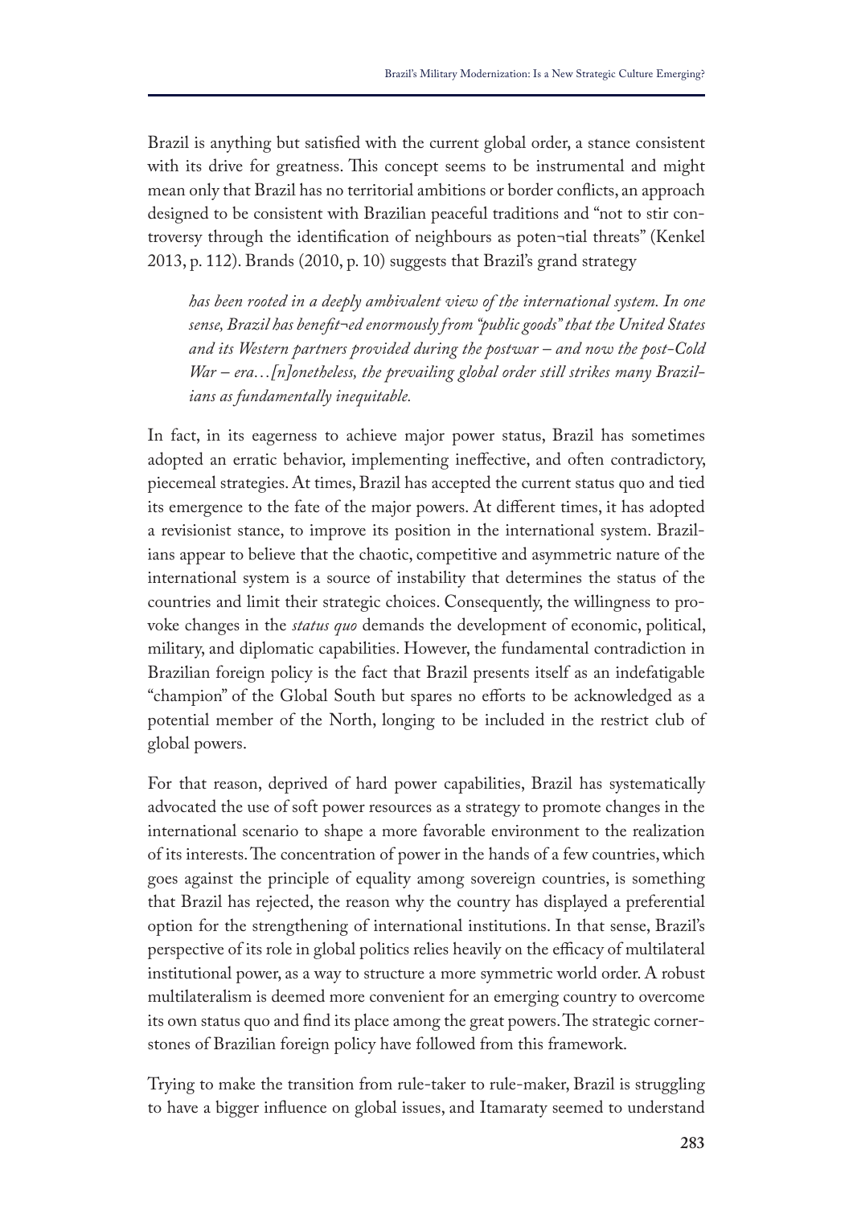Brazil is anything but satisfied with the current global order, a stance consistent with its drive for greatness. This concept seems to be instrumental and might mean only that Brazil has no territorial ambitions or border conflicts, an approach designed to be consistent with Brazilian peaceful traditions and "not to stir controversy through the identification of neighbours as poten¬tial threats" (Kenkel 2013, p. 112). Brands (2010, p. 10) suggests that Brazil's grand strategy

> *has been rooted in a deeply ambivalent view of the international system. In one sense, Brazil has benefit¬ed enormously from "public goods" that the United States and its Western partners provided during the postwar – and now the post-Cold War – era…[n]onetheless, the prevailing global order still strikes many Brazilians as fundamentally inequitable.*

In fact, in its eagerness to achieve major power status, Brazil has sometimes adopted an erratic behavior, implementing ineffective, and often contradictory, piecemeal strategies. At times, Brazil has accepted the current status quo and tied its emergence to the fate of the major powers. At different times, it has adopted a revisionist stance, to improve its position in the international system. Brazilians appear to believe that the chaotic, competitive and asymmetric nature of the international system is a source of instability that determines the status of the countries and limit their strategic choices. Consequently, the willingness to provoke changes in the *status quo* demands the development of economic, political, military, and diplomatic capabilities. However, the fundamental contradiction in Brazilian foreign policy is the fact that Brazil presents itself as an indefatigable "champion" of the Global South but spares no efforts to be acknowledged as a potential member of the North, longing to be included in the restrict club of global powers.

For that reason, deprived of hard power capabilities, Brazil has systematically advocated the use of soft power resources as a strategy to promote changes in the international scenario to shape a more favorable environment to the realization of its interests. The concentration of power in the hands of a few countries, which goes against the principle of equality among sovereign countries, is something that Brazil has rejected, the reason why the country has displayed a preferential option for the strengthening of international institutions. In that sense, Brazil's perspective of its role in global politics relies heavily on the efficacy of multilateral institutional power, as a way to structure a more symmetric world order. A robust multilateralism is deemed more convenient for an emerging country to overcome its own status quo and find its place among the great powers. The strategic cornerstones of Brazilian foreign policy have followed from this framework.

Trying to make the transition from rule-taker to rule-maker, Brazil is struggling to have a bigger influence on global issues, and Itamaraty seemed to understand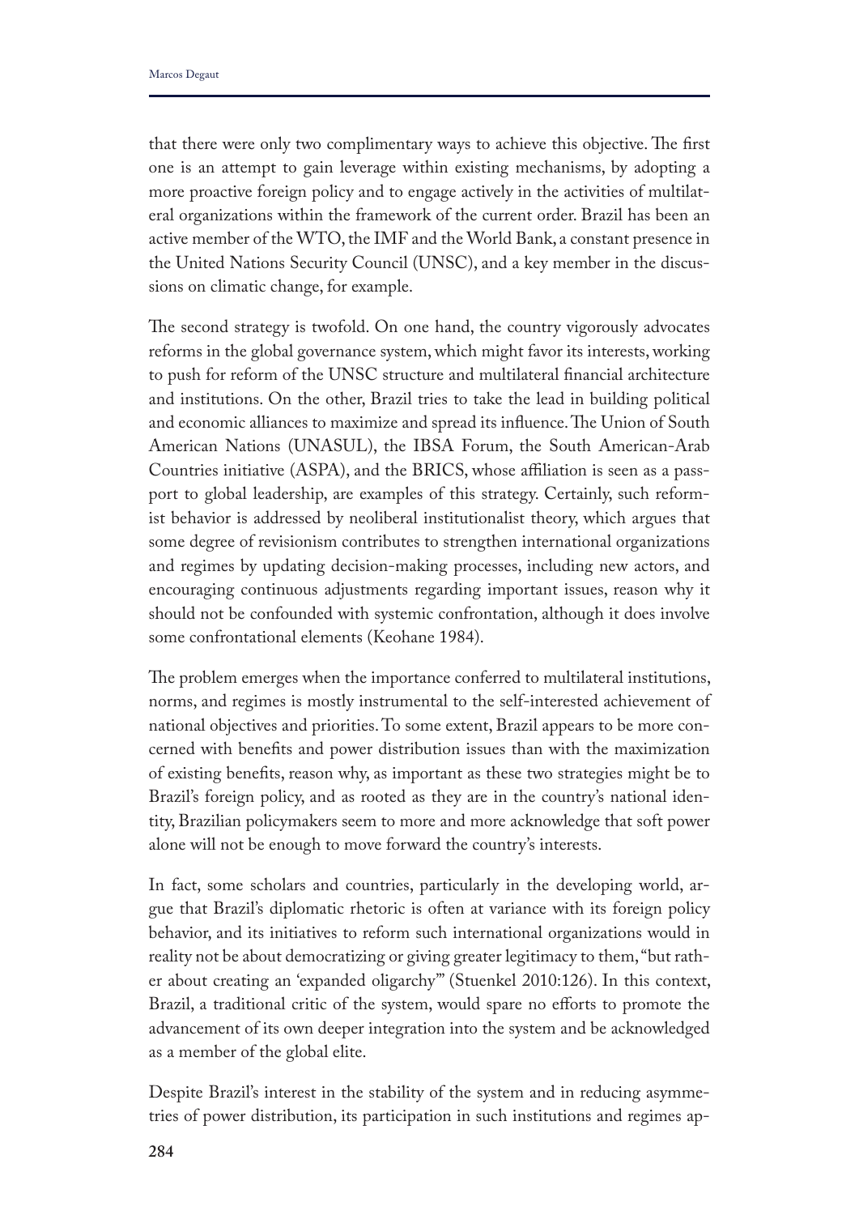that there were only two complimentary ways to achieve this objective. The first one is an attempt to gain leverage within existing mechanisms, by adopting a more proactive foreign policy and to engage actively in the activities of multilateral organizations within the framework of the current order. Brazil has been an active member of the WTO, the IMF and the World Bank, a constant presence in the United Nations Security Council (UNSC), and a key member in the discussions on climatic change, for example.

The second strategy is twofold. On one hand, the country vigorously advocates reforms in the global governance system, which might favor its interests, working to push for reform of the UNSC structure and multilateral financial architecture and institutions. On the other, Brazil tries to take the lead in building political and economic alliances to maximize and spread its influence. The Union of South American Nations (UNASUL), the IBSA Forum, the South American-Arab Countries initiative (ASPA), and the BRICS, whose affiliation is seen as a passport to global leadership, are examples of this strategy. Certainly, such reformist behavior is addressed by neoliberal institutionalist theory, which argues that some degree of revisionism contributes to strengthen international organizations and regimes by updating decision-making processes, including new actors, and encouraging continuous adjustments regarding important issues, reason why it should not be confounded with systemic confrontation, although it does involve some confrontational elements (Keohane 1984).

The problem emerges when the importance conferred to multilateral institutions, norms, and regimes is mostly instrumental to the self-interested achievement of national objectives and priorities. To some extent, Brazil appears to be more concerned with benefits and power distribution issues than with the maximization of existing benefits, reason why, as important as these two strategies might be to Brazil's foreign policy, and as rooted as they are in the country's national identity, Brazilian policymakers seem to more and more acknowledge that soft power alone will not be enough to move forward the country's interests.

In fact, some scholars and countries, particularly in the developing world, argue that Brazil's diplomatic rhetoric is often at variance with its foreign policy behavior, and its initiatives to reform such international organizations would in reality not be about democratizing or giving greater legitimacy to them, "but rather about creating an 'expanded oligarchy'" (Stuenkel 2010:126). In this context, Brazil, a traditional critic of the system, would spare no efforts to promote the advancement of its own deeper integration into the system and be acknowledged as a member of the global elite.

Despite Brazil's interest in the stability of the system and in reducing asymmetries of power distribution, its participation in such institutions and regimes ap-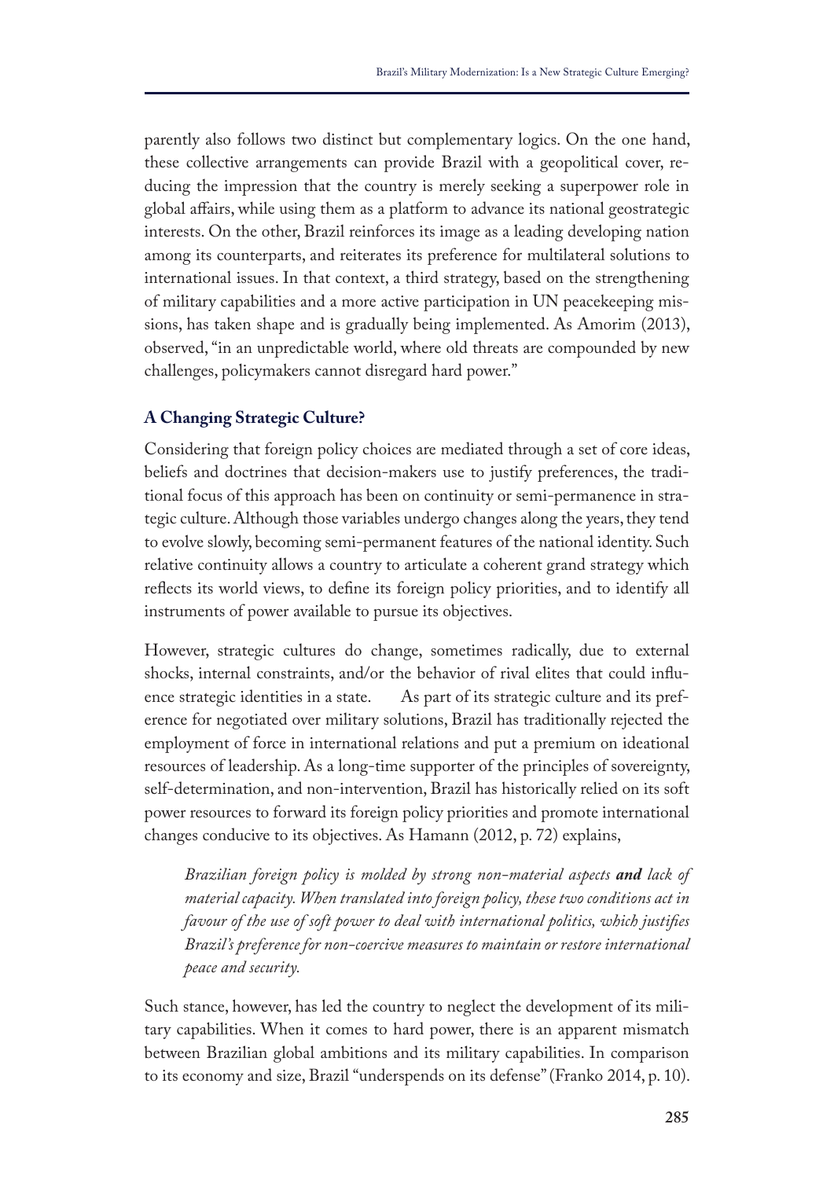parently also follows two distinct but complementary logics. On the one hand, these collective arrangements can provide Brazil with a geopolitical cover, reducing the impression that the country is merely seeking a superpower role in global affairs, while using them as a platform to advance its national geostrategic interests. On the other, Brazil reinforces its image as a leading developing nation among its counterparts, and reiterates its preference for multilateral solutions to international issues. In that context, a third strategy, based on the strengthening of military capabilities and a more active participation in UN peacekeeping missions, has taken shape and is gradually being implemented. As Amorim (2013), observed, "in an unpredictable world, where old threats are compounded by new challenges, policymakers cannot disregard hard power."

## A Changing Strategic Culture?

Considering that foreign policy choices are mediated through a set of core ideas, beliefs and doctrines that decision-makers use to justify preferences, the traditional focus of this approach has been on continuity or semi-permanence in strategic culture. Although those variables undergo changes along the years, they tend to evolve slowly, becoming semi-permanent features of the national identity. Such relative continuity allows a country to articulate a coherent grand strategy which reflects its world views, to define its foreign policy priorities, and to identify all instruments of power available to pursue its objectives.

However, strategic cultures do change, sometimes radically, due to external shocks, internal constraints, and/or the behavior of rival elites that could influence strategic identities in a state. As part of its strategic culture and its preference for negotiated over military solutions, Brazil has traditionally rejected the employment of force in international relations and put a premium on ideational resources of leadership. As a long-time supporter of the principles of sovereignty, self-determination, and non-intervention, Brazil has historically relied on its soft power resources to forward its foreign policy priorities and promote international changes conducive to its objectives. As Hamann (2012, p. 72) explains,

> *Brazilian foreign policy is molded by strong non-material aspects* ***and*** *lack of material capacity. When translated into foreign policy, these two conditions act in favour of the use of soft power to deal with international politics, which justifies Brazil's preference for non-coercive measures to maintain or restore international peace and security.*

Such stance, however, has led the country to neglect the development of its military capabilities. When it comes to hard power, there is an apparent mismatch between Brazilian global ambitions and its military capabilities. In comparison to its economy and size, Brazil "underspends on its defense" (Franko 2014, p. 10).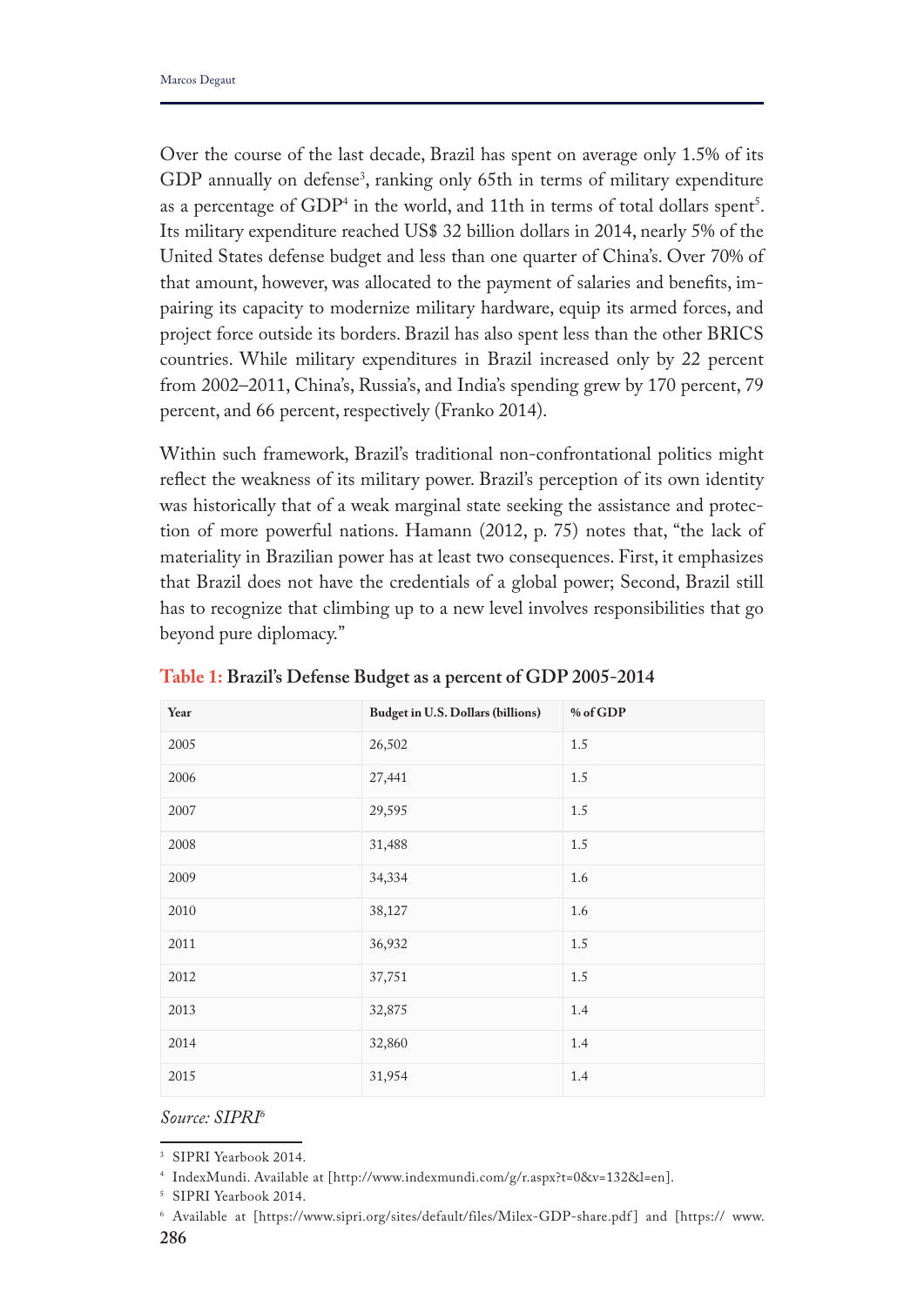Over the course of the last decade, Brazil has spent on average only 1.5% of its GDP annually on defense[3], ranking only 65th in terms of military expenditure as a percentage of GDP[4] in the world, and 11th in terms of total dollars spent[5]. Its military expenditure reached US$ 32 billion dollars in 2014, nearly 5% of the United States defense budget and less than one quarter of China's. Over 70% of that amount, however, was allocated to the payment of salaries and benefits, impairing its capacity to modernize military hardware, equip its armed forces, and project force outside its borders. Brazil has also spent less than the other BRICS countries. While military expenditures in Brazil increased only by 22 percent from 2002–2011, China's, Russia's, and India's spending grew by 170 percent, 79 percent, and 66 percent, respectively (Franko 2014).

Within such framework, Brazil's traditional non-confrontational politics might reflect the weakness of its military power. Brazil's perception of its own identity was historically that of a weak marginal state seeking the assistance and protection of more powerful nations. Hamann (2012, p. 75) notes that, "the lack of materiality in Brazilian power has at least two consequences. First, it emphasizes that Brazil does not have the credentials of a global power; Second, Brazil still has to recognize that climbing up to a new level involves responsibilities that go beyond pure diplomacy."

**Table 1: Brazil's Defense Budget as a percent of GDP 2005-2014**

| Year | Budget in U.S. Dollars (billions) | % of GDP |
|---|---|---|
| 2005 | 26,502 | 1.5 |
| 2006 | 27,441 | 1.5 |
| 2007 | 29,595 | 1.5 |
| 2008 | 31,488 | 1.5 |
| 2009 | 34,334 | 1.6 |
| 2010 | 38,127 | 1.6 |
| 2011 | 36,932 | 1.5 |
| 2012 | 37,751 | 1.5 |
| 2013 | 32,875 | 1.4 |
| 2014 | 32,860 | 1.4 |
| 2015 | 31,954 | 1.4 |

*Source: SIPRI*[6]

[3] SIPRI Yearbook 2014.

[4] IndexMundi. Available at [http://www.indexmundi.com/g/r.aspx?t=0&v=132&l=en].

[5] SIPRI Yearbook 2014.

[6] Available at [https://www.sipri.org/sites/default/files/Milex-GDP-share.pdf] and [https:// www.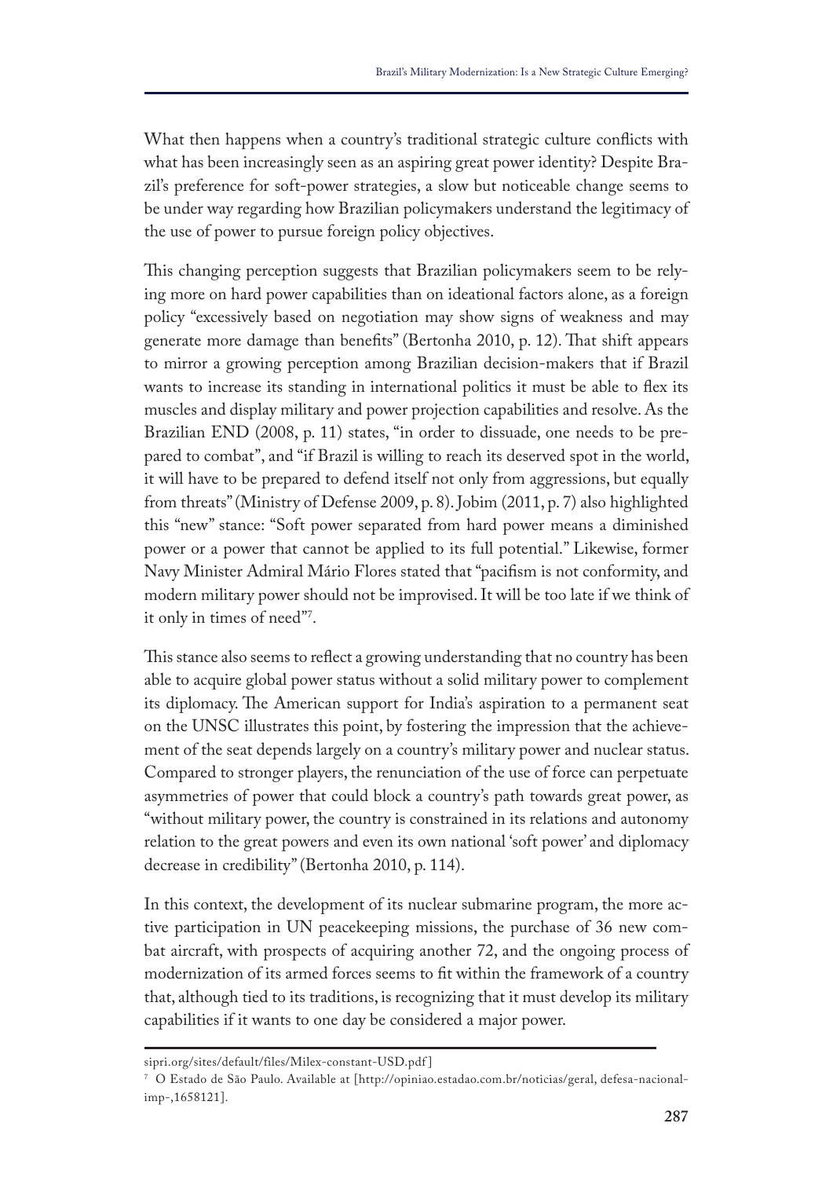What then happens when a country's traditional strategic culture conflicts with what has been increasingly seen as an aspiring great power identity? Despite Brazil's preference for soft-power strategies, a slow but noticeable change seems to be under way regarding how Brazilian policymakers understand the legitimacy of the use of power to pursue foreign policy objectives.

This changing perception suggests that Brazilian policymakers seem to be relying more on hard power capabilities than on ideational factors alone, as a foreign policy "excessively based on negotiation may show signs of weakness and may generate more damage than benefits" (Bertonha 2010, p. 12). That shift appears to mirror a growing perception among Brazilian decision-makers that if Brazil wants to increase its standing in international politics it must be able to flex its muscles and display military and power projection capabilities and resolve. As the Brazilian END (2008, p. 11) states, "in order to dissuade, one needs to be prepared to combat", and "if Brazil is willing to reach its deserved spot in the world, it will have to be prepared to defend itself not only from aggressions, but equally from threats" (Ministry of Defense 2009, p. 8). Jobim (2011, p. 7) also highlighted this "new" stance: "Soft power separated from hard power means a diminished power or a power that cannot be applied to its full potential." Likewise, former Navy Minister Admiral Mário Flores stated that "pacifism is not conformity, and modern military power should not be improvised. It will be too late if we think of it only in times of need"[7].

This stance also seems to reflect a growing understanding that no country has been able to acquire global power status without a solid military power to complement its diplomacy. The American support for India's aspiration to a permanent seat on the UNSC illustrates this point, by fostering the impression that the achievement of the seat depends largely on a country's military power and nuclear status. Compared to stronger players, the renunciation of the use of force can perpetuate asymmetries of power that could block a country's path towards great power, as "without military power, the country is constrained in its relations and autonomy relation to the great powers and even its own national 'soft power' and diplomacy decrease in credibility" (Bertonha 2010, p. 114).

In this context, the development of its nuclear submarine program, the more active participation in UN peacekeeping missions, the purchase of 36 new combat aircraft, with prospects of acquiring another 72, and the ongoing process of modernization of its armed forces seems to fit within the framework of a country that, although tied to its traditions, is recognizing that it must develop its military capabilities if it wants to one day be considered a major power.

---

sipri.org/sites/default/files/Milex-constant-USD.pdf]

[7] O Estado de São Paulo. Available at [http://opiniao.estadao.com.br/noticias/geral, defesa-nacional-imp-,1658121].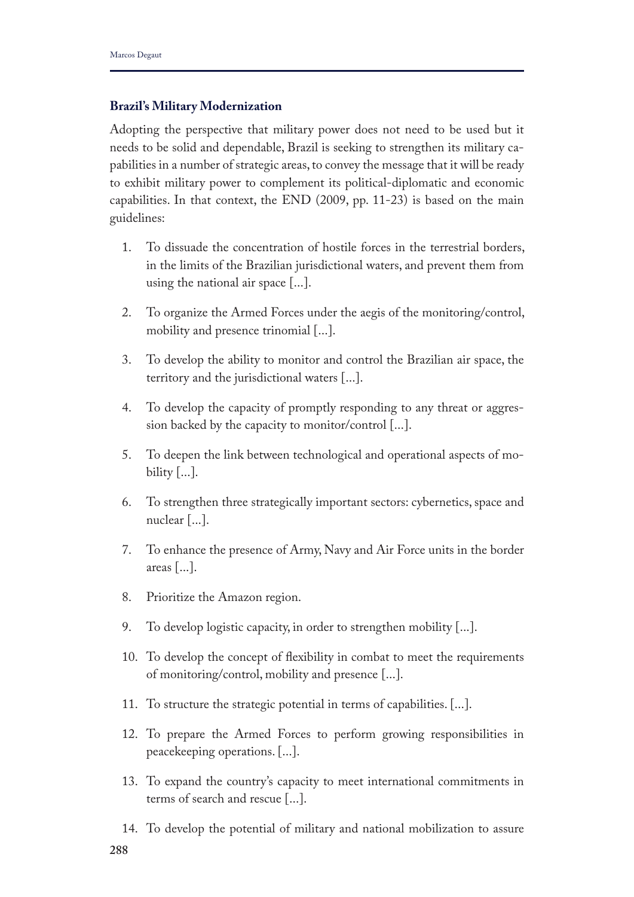## Brazil's Military Modernization

Adopting the perspective that military power does not need to be used but it needs to be solid and dependable, Brazil is seeking to strengthen its military capabilities in a number of strategic areas, to convey the message that it will be ready to exhibit military power to complement its political-diplomatic and economic capabilities. In that context, the END (2009, pp. 11-23) is based on the main guidelines:

1. To dissuade the concentration of hostile forces in the terrestrial borders, in the limits of the Brazilian jurisdictional waters, and prevent them from using the national air space [...].
2. To organize the Armed Forces under the aegis of the monitoring/control, mobility and presence trinomial [...].
3. To develop the ability to monitor and control the Brazilian air space, the territory and the jurisdictional waters [...].
4. To develop the capacity of promptly responding to any threat or aggression backed by the capacity to monitor/control [...].
5. To deepen the link between technological and operational aspects of mobility [...].
6. To strengthen three strategically important sectors: cybernetics, space and nuclear [...].
7. To enhance the presence of Army, Navy and Air Force units in the border areas [...].
8. Prioritize the Amazon region.
9. To develop logistic capacity, in order to strengthen mobility [...].
10. To develop the concept of flexibility in combat to meet the requirements of monitoring/control, mobility and presence [...].
11. To structure the strategic potential in terms of capabilities. [...].
12. To prepare the Armed Forces to perform growing responsibilities in peacekeeping operations. [...].
13. To expand the country's capacity to meet international commitments in terms of search and rescue [...].
14. To develop the potential of military and national mobilization to assure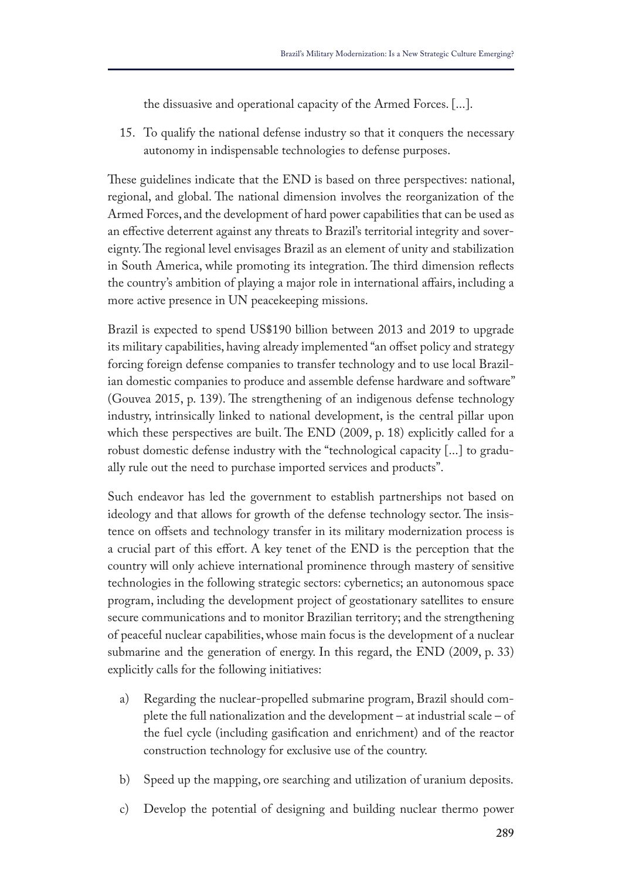the dissuasive and operational capacity of the Armed Forces. [...].

15. To qualify the national defense industry so that it conquers the necessary autonomy in indispensable technologies to defense purposes.

These guidelines indicate that the END is based on three perspectives: national, regional, and global. The national dimension involves the reorganization of the Armed Forces, and the development of hard power capabilities that can be used as an effective deterrent against any threats to Brazil's territorial integrity and sovereignty. The regional level envisages Brazil as an element of unity and stabilization in South America, while promoting its integration. The third dimension reflects the country's ambition of playing a major role in international affairs, including a more active presence in UN peacekeeping missions.

Brazil is expected to spend US$190 billion between 2013 and 2019 to upgrade its military capabilities, having already implemented "an offset policy and strategy forcing foreign defense companies to transfer technology and to use local Brazilian domestic companies to produce and assemble defense hardware and software" (Gouvea 2015, p. 139). The strengthening of an indigenous defense technology industry, intrinsically linked to national development, is the central pillar upon which these perspectives are built. The END (2009, p. 18) explicitly called for a robust domestic defense industry with the "technological capacity [...] to gradually rule out the need to purchase imported services and products".

Such endeavor has led the government to establish partnerships not based on ideology and that allows for growth of the defense technology sector. The insistence on offsets and technology transfer in its military modernization process is a crucial part of this effort. A key tenet of the END is the perception that the country will only achieve international prominence through mastery of sensitive technologies in the following strategic sectors: cybernetics; an autonomous space program, including the development project of geostationary satellites to ensure secure communications and to monitor Brazilian territory; and the strengthening of peaceful nuclear capabilities, whose main focus is the development of a nuclear submarine and the generation of energy. In this regard, the END (2009, p. 33) explicitly calls for the following initiatives:

a) Regarding the nuclear-propelled submarine program, Brazil should complete the full nationalization and the development – at industrial scale – of the fuel cycle (including gasification and enrichment) and of the reactor construction technology for exclusive use of the country.

b) Speed up the mapping, ore searching and utilization of uranium deposits.

c) Develop the potential of designing and building nuclear thermo power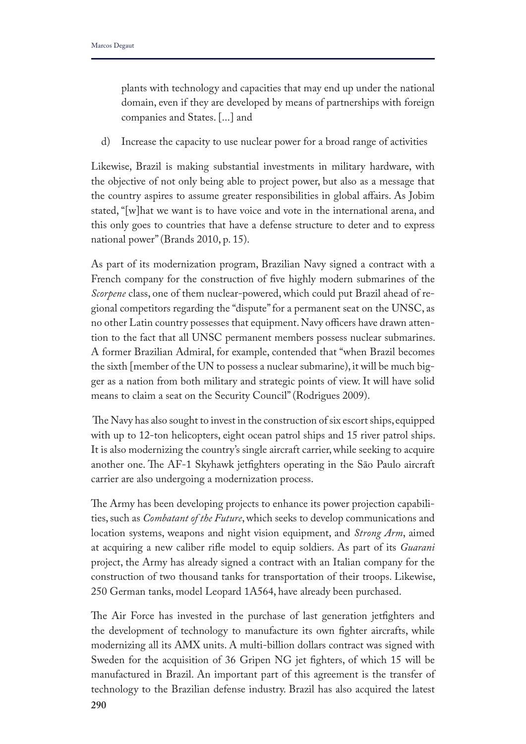plants with technology and capacities that may end up under the national domain, even if they are developed by means of partnerships with foreign companies and States. [...] and

d) Increase the capacity to use nuclear power for a broad range of activities

Likewise, Brazil is making substantial investments in military hardware, with the objective of not only being able to project power, but also as a message that the country aspires to assume greater responsibilities in global affairs. As Jobim stated, "[w]hat we want is to have voice and vote in the international arena, and this only goes to countries that have a defense structure to deter and to express national power" (Brands 2010, p. 15).

As part of its modernization program, Brazilian Navy signed a contract with a French company for the construction of five highly modern submarines of the *Scorpene* class, one of them nuclear-powered, which could put Brazil ahead of regional competitors regarding the "dispute" for a permanent seat on the UNSC, as no other Latin country possesses that equipment. Navy officers have drawn attention to the fact that all UNSC permanent members possess nuclear submarines. A former Brazilian Admiral, for example, contended that "when Brazil becomes the sixth [member of the UN to possess a nuclear submarine), it will be much bigger as a nation from both military and strategic points of view. It will have solid means to claim a seat on the Security Council" (Rodrigues 2009).

The Navy has also sought to invest in the construction of six escort ships, equipped with up to 12-ton helicopters, eight ocean patrol ships and 15 river patrol ships. It is also modernizing the country's single aircraft carrier, while seeking to acquire another one. The AF-1 Skyhawk jetfighters operating in the São Paulo aircraft carrier are also undergoing a modernization process.

The Army has been developing projects to enhance its power projection capabilities, such as *Combatant of the Future*, which seeks to develop communications and location systems, weapons and night vision equipment, and *Strong Arm*, aimed at acquiring a new caliber rifle model to equip soldiers. As part of its *Guarani* project, the Army has already signed a contract with an Italian company for the construction of two thousand tanks for transportation of their troops. Likewise, 250 German tanks, model Leopard 1A564, have already been purchased.

The Air Force has invested in the purchase of last generation jetfighters and the development of technology to manufacture its own fighter aircrafts, while modernizing all its AMX units. A multi-billion dollars contract was signed with Sweden for the acquisition of 36 Gripen NG jet fighters, of which 15 will be manufactured in Brazil. An important part of this agreement is the transfer of technology to the Brazilian defense industry. Brazil has also acquired the latest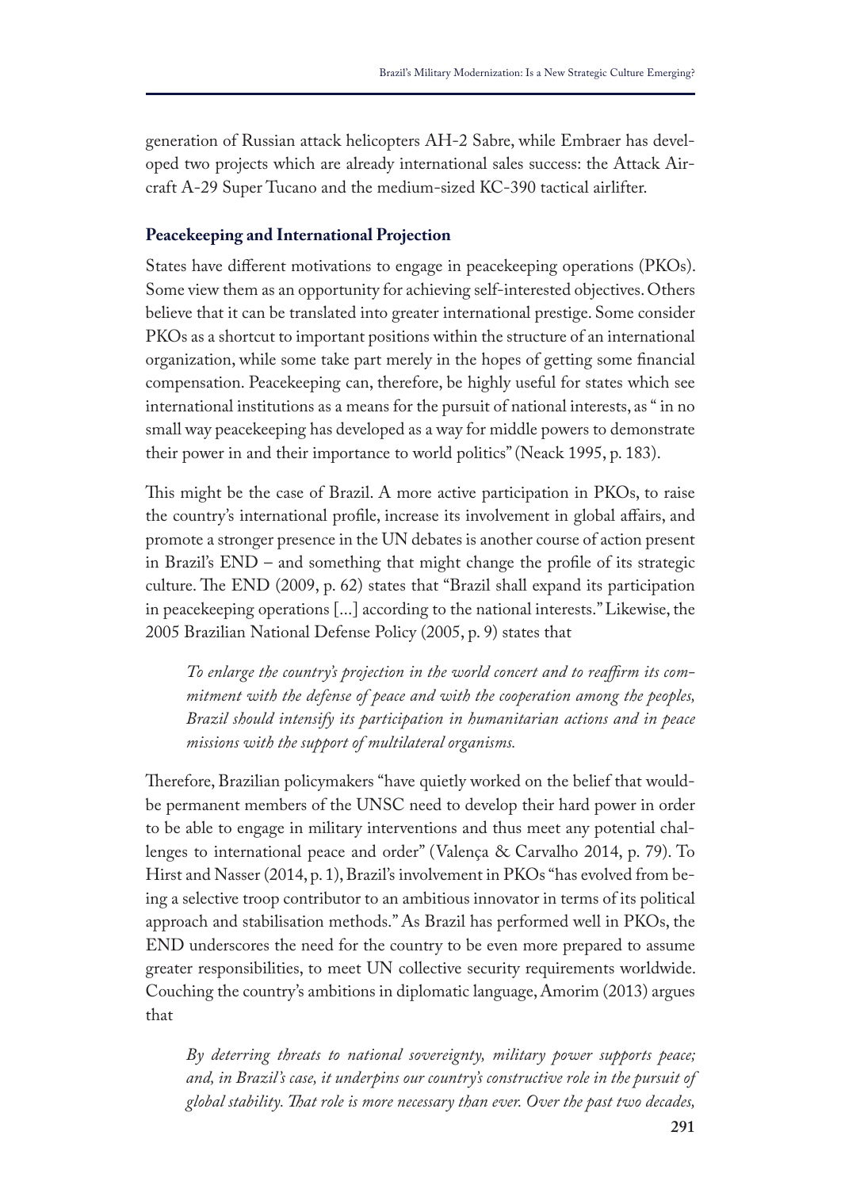generation of Russian attack helicopters AH-2 Sabre, while Embraer has developed two projects which are already international sales success: the Attack Aircraft A-29 Super Tucano and the medium-sized KC-390 tactical airlifter.

### Peacekeeping and International Projection

States have different motivations to engage in peacekeeping operations (PKOs). Some view them as an opportunity for achieving self-interested objectives. Others believe that it can be translated into greater international prestige. Some consider PKOs as a shortcut to important positions within the structure of an international organization, while some take part merely in the hopes of getting some financial compensation. Peacekeeping can, therefore, be highly useful for states which see international institutions as a means for the pursuit of national interests, as " in no small way peacekeeping has developed as a way for middle powers to demonstrate their power in and their importance to world politics" (Neack 1995, p. 183).

This might be the case of Brazil. A more active participation in PKOs, to raise the country's international profile, increase its involvement in global affairs, and promote a stronger presence in the UN debates is another course of action present in Brazil's END – and something that might change the profile of its strategic culture. The END (2009, p. 62) states that "Brazil shall expand its participation in peacekeeping operations [...] according to the national interests." Likewise, the 2005 Brazilian National Defense Policy (2005, p. 9) states that

> *To enlarge the country's projection in the world concert and to reaffirm its commitment with the defense of peace and with the cooperation among the peoples, Brazil should intensify its participation in humanitarian actions and in peace missions with the support of multilateral organisms.*

Therefore, Brazilian policymakers "have quietly worked on the belief that would-be permanent members of the UNSC need to develop their hard power in order to be able to engage in military interventions and thus meet any potential challenges to international peace and order" (Valença & Carvalho 2014, p. 79). To Hirst and Nasser (2014, p. 1), Brazil's involvement in PKOs "has evolved from being a selective troop contributor to an ambitious innovator in terms of its political approach and stabilisation methods." As Brazil has performed well in PKOs, the END underscores the need for the country to be even more prepared to assume greater responsibilities, to meet UN collective security requirements worldwide. Couching the country's ambitions in diplomatic language, Amorim (2013) argues that

> *By deterring threats to national sovereignty, military power supports peace; and, in Brazil's case, it underpins our country's constructive role in the pursuit of global stability. That role is more necessary than ever. Over the past two decades,*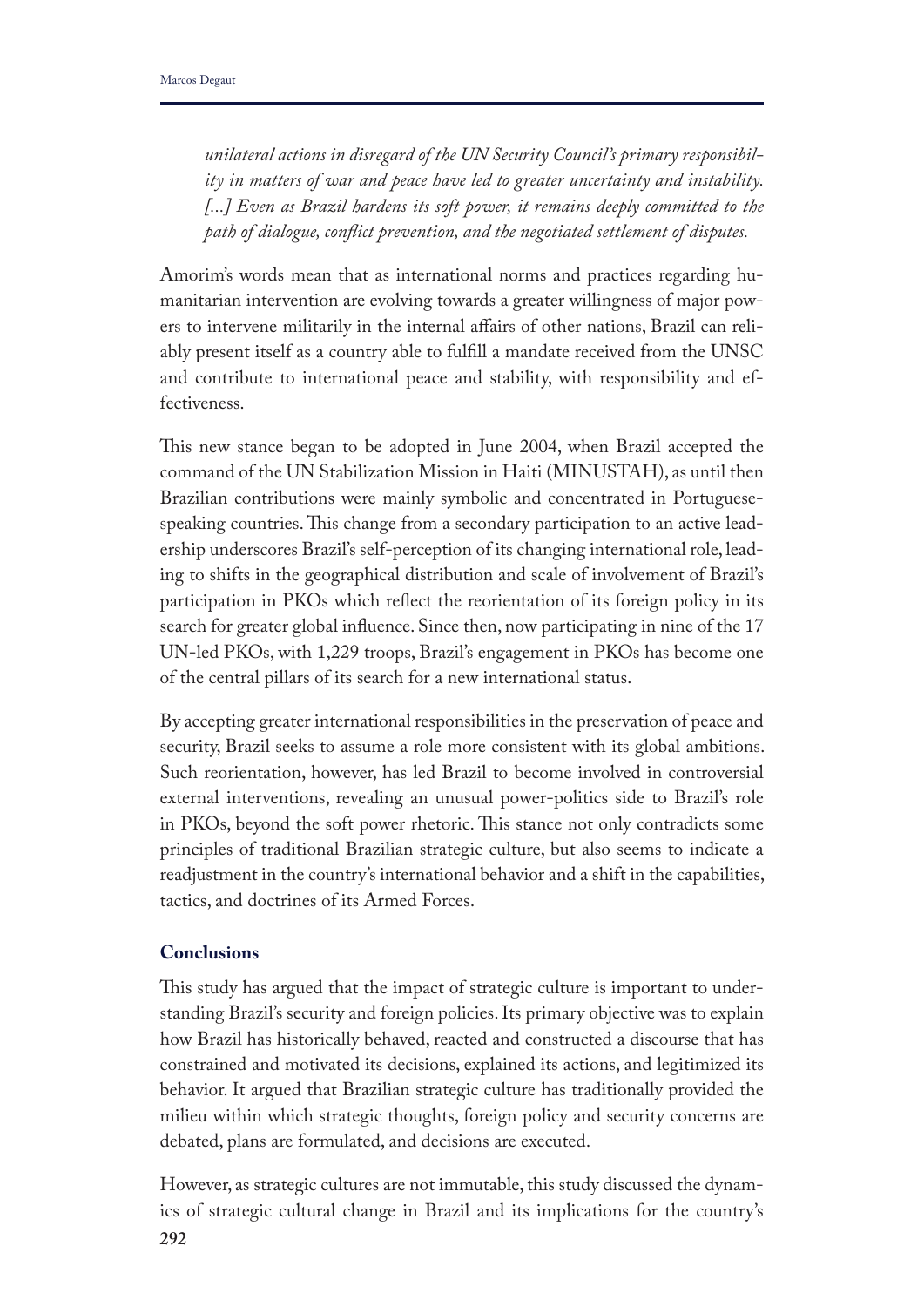*unilateral actions in disregard of the UN Security Council's primary responsibility in matters of war and peace have led to greater uncertainty and instability. [...] Even as Brazil hardens its soft power, it remains deeply committed to the path of dialogue, conflict prevention, and the negotiated settlement of disputes.*

Amorim's words mean that as international norms and practices regarding humanitarian intervention are evolving towards a greater willingness of major powers to intervene militarily in the internal affairs of other nations, Brazil can reliably present itself as a country able to fulfill a mandate received from the UNSC and contribute to international peace and stability, with responsibility and effectiveness.

This new stance began to be adopted in June 2004, when Brazil accepted the command of the UN Stabilization Mission in Haiti (MINUSTAH), as until then Brazilian contributions were mainly symbolic and concentrated in Portuguese-speaking countries. This change from a secondary participation to an active leadership underscores Brazil's self-perception of its changing international role, leading to shifts in the geographical distribution and scale of involvement of Brazil's participation in PKOs which reflect the reorientation of its foreign policy in its search for greater global influence. Since then, now participating in nine of the 17 UN-led PKOs, with 1,229 troops, Brazil's engagement in PKOs has become one of the central pillars of its search for a new international status.

By accepting greater international responsibilities in the preservation of peace and security, Brazil seeks to assume a role more consistent with its global ambitions. Such reorientation, however, has led Brazil to become involved in controversial external interventions, revealing an unusual power-politics side to Brazil's role in PKOs, beyond the soft power rhetoric. This stance not only contradicts some principles of traditional Brazilian strategic culture, but also seems to indicate a readjustment in the country's international behavior and a shift in the capabilities, tactics, and doctrines of its Armed Forces.

## Conclusions

This study has argued that the impact of strategic culture is important to understanding Brazil's security and foreign policies. Its primary objective was to explain how Brazil has historically behaved, reacted and constructed a discourse that has constrained and motivated its decisions, explained its actions, and legitimized its behavior. It argued that Brazilian strategic culture has traditionally provided the milieu within which strategic thoughts, foreign policy and security concerns are debated, plans are formulated, and decisions are executed.

However, as strategic cultures are not immutable, this study discussed the dynamics of strategic cultural change in Brazil and its implications for the country's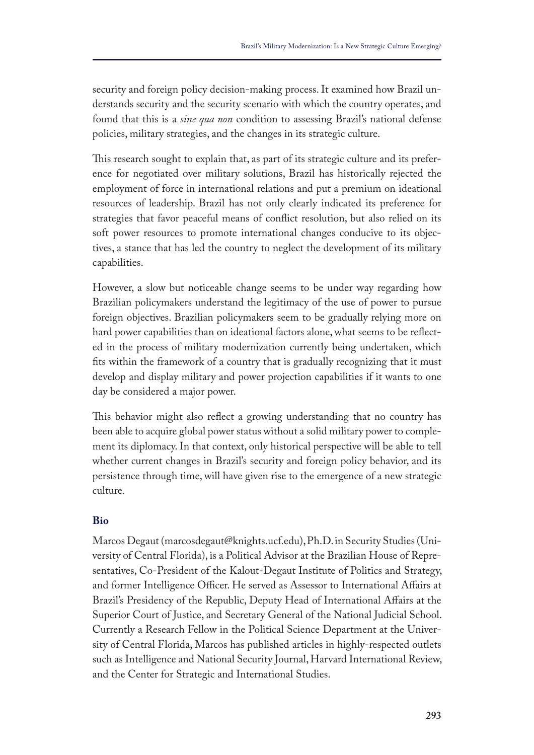security and foreign policy decision-making process. It examined how Brazil understands security and the security scenario with which the country operates, and found that this is a *sine qua non* condition to assessing Brazil's national defense policies, military strategies, and the changes in its strategic culture.

This research sought to explain that, as part of its strategic culture and its preference for negotiated over military solutions, Brazil has historically rejected the employment of force in international relations and put a premium on ideational resources of leadership. Brazil has not only clearly indicated its preference for strategies that favor peaceful means of conflict resolution, but also relied on its soft power resources to promote international changes conducive to its objectives, a stance that has led the country to neglect the development of its military capabilities.

However, a slow but noticeable change seems to be under way regarding how Brazilian policymakers understand the legitimacy of the use of power to pursue foreign objectives. Brazilian policymakers seem to be gradually relying more on hard power capabilities than on ideational factors alone, what seems to be reflected in the process of military modernization currently being undertaken, which fits within the framework of a country that is gradually recognizing that it must develop and display military and power projection capabilities if it wants to one day be considered a major power.

This behavior might also reflect a growing understanding that no country has been able to acquire global power status without a solid military power to complement its diplomacy. In that context, only historical perspective will be able to tell whether current changes in Brazil's security and foreign policy behavior, and its persistence through time, will have given rise to the emergence of a new strategic culture.

## Bio

Marcos Degaut (marcosdegaut@knights.ucf.edu), Ph.D. in Security Studies (University of Central Florida), is a Political Advisor at the Brazilian House of Representatives, Co-President of the Kalout-Degaut Institute of Politics and Strategy, and former Intelligence Officer. He served as Assessor to International Affairs at Brazil's Presidency of the Republic, Deputy Head of International Affairs at the Superior Court of Justice, and Secretary General of the National Judicial School. Currently a Research Fellow in the Political Science Department at the University of Central Florida, Marcos has published articles in highly-respected outlets such as Intelligence and National Security Journal, Harvard International Review, and the Center for Strategic and International Studies.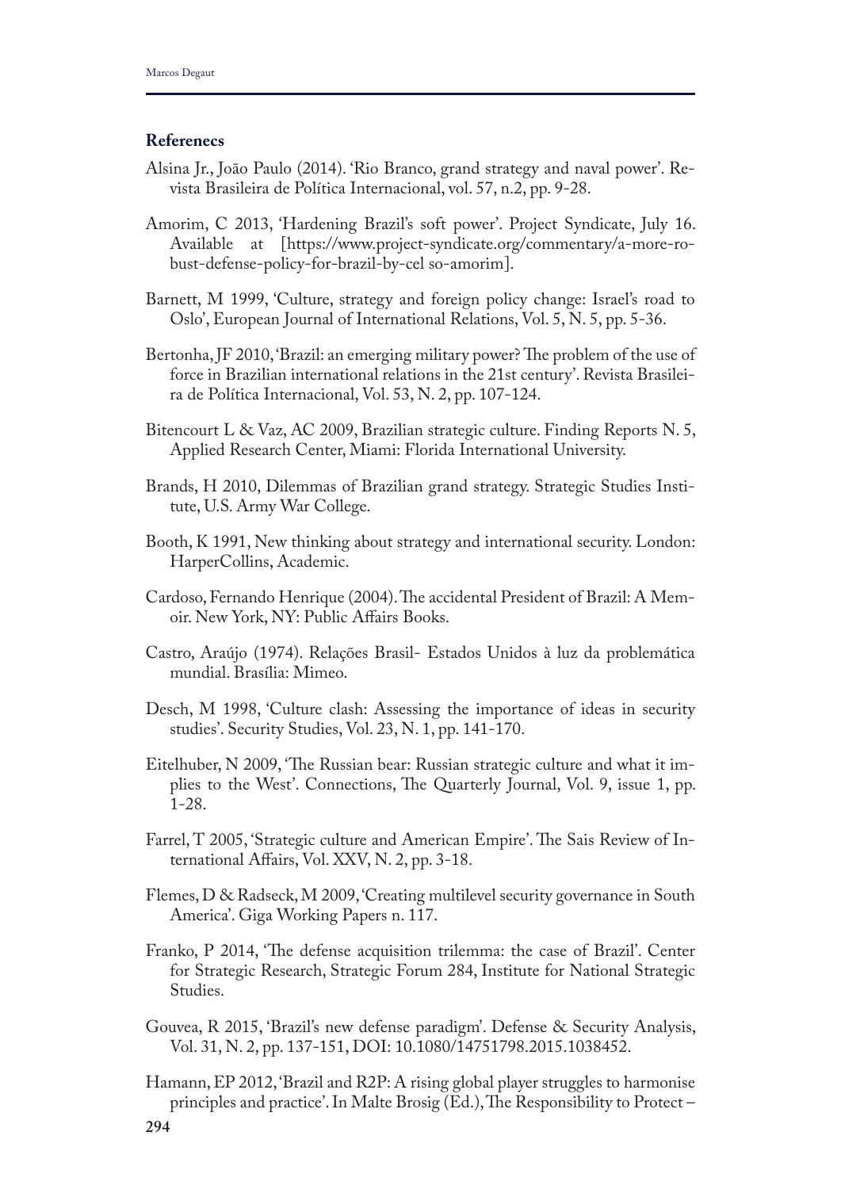**Referenecs**

Alsina Jr., João Paulo (2014). 'Rio Branco, grand strategy and naval power'. Revista Brasileira de Política Internacional, vol. 57, n.2, pp. 9-28.

Amorim, C 2013, 'Hardening Brazil's soft power'. Project Syndicate, July 16. Available at [https://www.project-syndicate.org/commentary/a-more-robust-defense-policy-for-brazil-by-cel so-amorim].

Barnett, M 1999, 'Culture, strategy and foreign policy change: Israel's road to Oslo', European Journal of International Relations, Vol. 5, N. 5, pp. 5-36.

Bertonha, JF 2010, 'Brazil: an emerging military power? The problem of the use of force in Brazilian international relations in the 21st century'. Revista Brasileira de Política Internacional, Vol. 53, N. 2, pp. 107-124.

Bitencourt L & Vaz, AC 2009, Brazilian strategic culture. Finding Reports N. 5, Applied Research Center, Miami: Florida International University.

Brands, H 2010, Dilemmas of Brazilian grand strategy. Strategic Studies Institute, U.S. Army War College.

Booth, K 1991, New thinking about strategy and international security. London: HarperCollins, Academic.

Cardoso, Fernando Henrique (2004). The accidental President of Brazil: A Memoir. New York, NY: Public Affairs Books.

Castro, Araújo (1974). Relações Brasil- Estados Unidos à luz da problemática mundial. Brasília: Mimeo.

Desch, M 1998, 'Culture clash: Assessing the importance of ideas in security studies'. Security Studies, Vol. 23, N. 1, pp. 141-170.

Eitelhuber, N 2009, 'The Russian bear: Russian strategic culture and what it implies to the West'. Connections, The Quarterly Journal, Vol. 9, issue 1, pp. 1-28.

Farrel, T 2005, 'Strategic culture and American Empire'. The Sais Review of International Affairs, Vol. XXV, N. 2, pp. 3-18.

Flemes, D & Radseck, M 2009, 'Creating multilevel security governance in South America'. Giga Working Papers n. 117.

Franko, P 2014, 'The defense acquisition trilemma: the case of Brazil'. Center for Strategic Research, Strategic Forum 284, Institute for National Strategic Studies.

Gouvea, R 2015, 'Brazil's new defense paradigm'. Defense & Security Analysis, Vol. 31, N. 2, pp. 137-151, DOI: 10.1080/14751798.2015.1038452.

Hamann, EP 2012, 'Brazil and R2P: A rising global player struggles to harmonise principles and practice'. In Malte Brosig (Ed.), The Responsibility to Protect –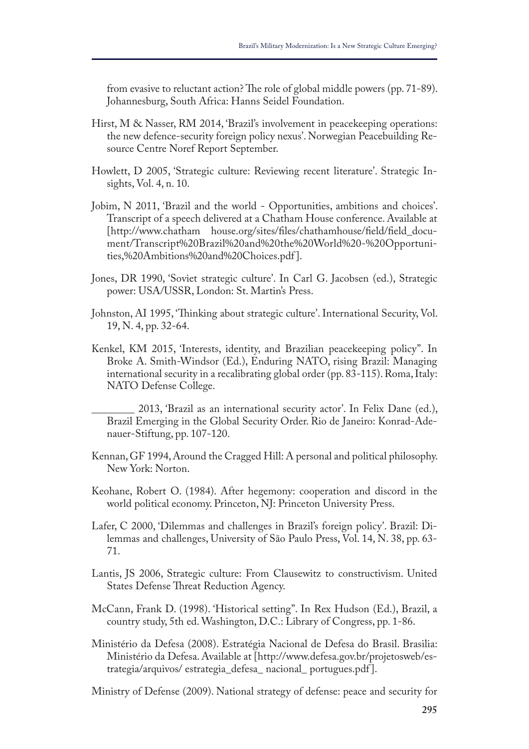from evasive to reluctant action? The role of global middle powers (pp. 71-89). Johannesburg, South Africa: Hanns Seidel Foundation.

Hirst, M & Nasser, RM 2014, 'Brazil's involvement in peacekeeping operations: the new defence-security foreign policy nexus'. Norwegian Peacebuilding Resource Centre Noref Report September.

Howlett, D 2005, 'Strategic culture: Reviewing recent literature'. Strategic Insights, Vol. 4, n. 10.

Jobim, N 2011, 'Brazil and the world - Opportunities, ambitions and choices'. Transcript of a speech delivered at a Chatham House conference. Available at [http://www.chatham house.org/sites/files/chathamhouse/field/field_document/Transcript%20Brazil%20and%20the%20World%20-%20Opportunities,%20Ambitions%20and%20Choices.pdf].

Jones, DR 1990, 'Soviet strategic culture'. In Carl G. Jacobsen (ed.), Strategic power: USA/USSR, London: St. Martin's Press.

Johnston, AI 1995, 'Thinking about strategic culture'. International Security, Vol. 19, N. 4, pp. 32-64.

Kenkel, KM 2015, 'Interests, identity, and Brazilian peacekeeping policy". In Broke A. Smith-Windsor (Ed.), Enduring NATO, rising Brazil: Managing international security in a recalibrating global order (pp. 83-115). Roma, Italy: NATO Defense College.

________ 2013, 'Brazil as an international security actor'. In Felix Dane (ed.), Brazil Emerging in the Global Security Order. Rio de Janeiro: Konrad-Adenauer-Stiftung, pp. 107-120.

Kennan, GF 1994, Around the Cragged Hill: A personal and political philosophy. New York: Norton.

Keohane, Robert O. (1984). After hegemony: cooperation and discord in the world political economy. Princeton, NJ: Princeton University Press.

Lafer, C 2000, 'Dilemmas and challenges in Brazil's foreign policy'. Brazil: Dilemmas and challenges, University of São Paulo Press, Vol. 14, N. 38, pp. 63-71.

Lantis, JS 2006, Strategic culture: From Clausewitz to constructivism. United States Defense Threat Reduction Agency.

McCann, Frank D. (1998). 'Historical setting". In Rex Hudson (Ed.), Brazil, a country study, 5th ed. Washington, D.C.: Library of Congress, pp. 1-86.

Ministério da Defesa (2008). Estratégia Nacional de Defesa do Brasil. Brasilia: Ministério da Defesa. Available at [http://www.defesa.gov.br/projetosweb/estrategia/arquivos/ estrategia_defesa_ nacional_ portugues.pdf].

Ministry of Defense (2009). National strategy of defense: peace and security for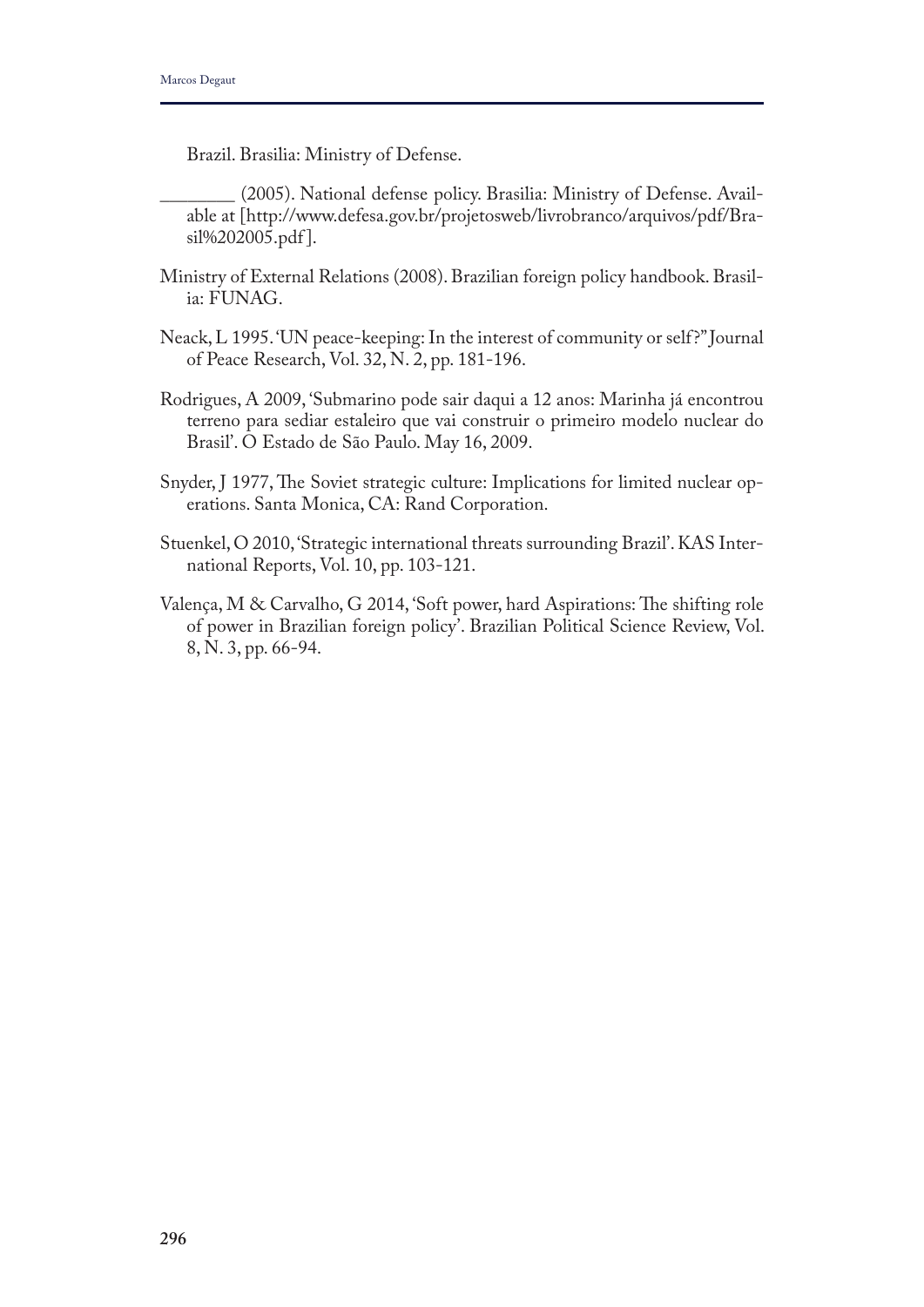Brazil. Brasilia: Ministry of Defense.

________ (2005). National defense policy. Brasilia: Ministry of Defense. Available at [http://www.defesa.gov.br/projetosweb/livrobranco/arquivos/pdf/Brasil%202005.pdf].

Ministry of External Relations (2008). Brazilian foreign policy handbook. Brasilia: FUNAG.

Neack, L 1995. 'UN peace-keeping: In the interest of community or self?" Journal of Peace Research, Vol. 32, N. 2, pp. 181-196.

Rodrigues, A 2009, 'Submarino pode sair daqui a 12 anos: Marinha já encontrou terreno para sediar estaleiro que vai construir o primeiro modelo nuclear do Brasil'. O Estado de São Paulo. May 16, 2009.

Snyder, J 1977, The Soviet strategic culture: Implications for limited nuclear operations. Santa Monica, CA: Rand Corporation.

Stuenkel, O 2010, 'Strategic international threats surrounding Brazil'. KAS International Reports, Vol. 10, pp. 103-121.

Valença, M & Carvalho, G 2014, 'Soft power, hard Aspirations: The shifting role of power in Brazilian foreign policy'. Brazilian Political Science Review, Vol. 8, N. 3, pp. 66-94.